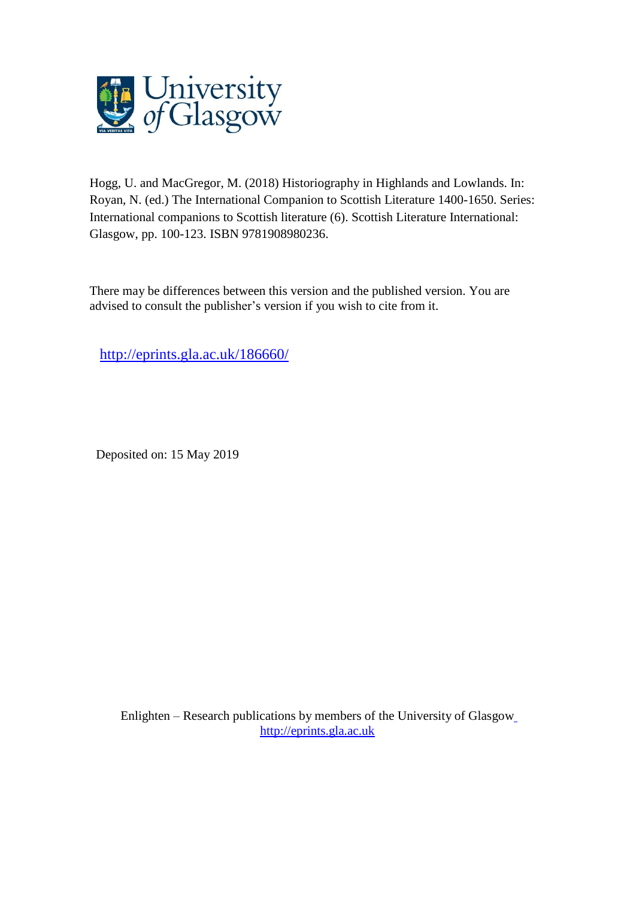University of Glasgow

Hogg, U. and MacGregor, M. (2018) Historiography in Highlands and Lowlands. In: Royan, N. (ed.) The International Companion to Scottish Literature 1400-1650. Series: International companions to Scottish literature (6). Scottish Literature International: Glasgow, pp. 100-123. ISBN 9781908980236.

There may be differences between this version and the published version. You are advised to consult the publisher's version if you wish to cite from it.

http://eprints.gla.ac.uk/186660/

Deposited on: 15 May 2019

Enlighten – Research publications by members of the University of Glasgow
http://eprints.gla.ac.uk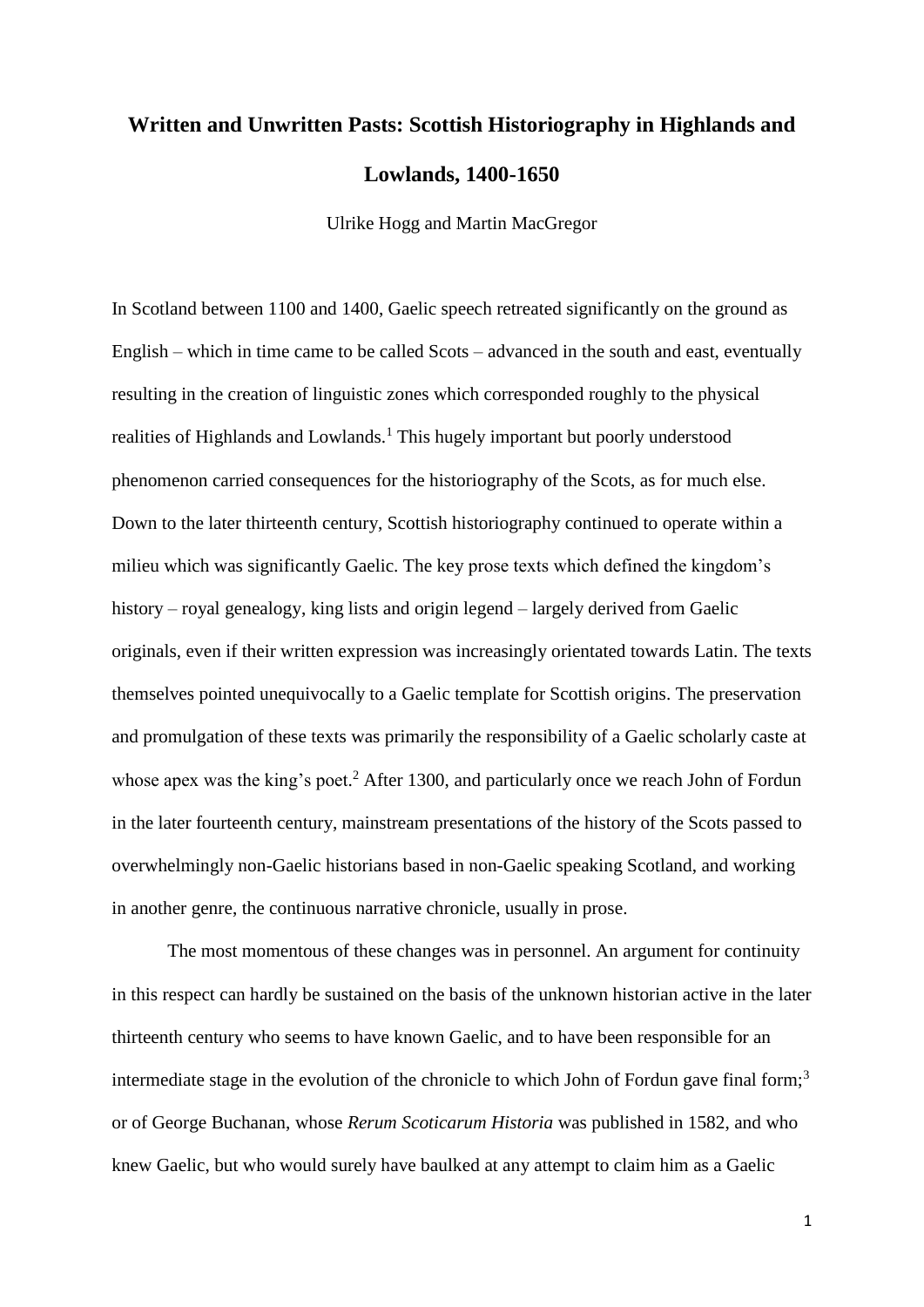# Written and Unwritten Pasts: Scottish Historiography in Highlands and Lowlands, 1400-1650

Ulrike Hogg and Martin MacGregor

In Scotland between 1100 and 1400, Gaelic speech retreated significantly on the ground as English – which in time came to be called Scots – advanced in the south and east, eventually resulting in the creation of linguistic zones which corresponded roughly to the physical realities of Highlands and Lowlands.[1] This hugely important but poorly understood phenomenon carried consequences for the historiography of the Scots, as for much else. Down to the later thirteenth century, Scottish historiography continued to operate within a milieu which was significantly Gaelic. The key prose texts which defined the kingdom's history – royal genealogy, king lists and origin legend – largely derived from Gaelic originals, even if their written expression was increasingly orientated towards Latin. The texts themselves pointed unequivocally to a Gaelic template for Scottish origins. The preservation and promulgation of these texts was primarily the responsibility of a Gaelic scholarly caste at whose apex was the king's poet.[2] After 1300, and particularly once we reach John of Fordun in the later fourteenth century, mainstream presentations of the history of the Scots passed to overwhelmingly non-Gaelic historians based in non-Gaelic speaking Scotland, and working in another genre, the continuous narrative chronicle, usually in prose.

The most momentous of these changes was in personnel. An argument for continuity in this respect can hardly be sustained on the basis of the unknown historian active in the later thirteenth century who seems to have known Gaelic, and to have been responsible for an intermediate stage in the evolution of the chronicle to which John of Fordun gave final form;[3] or of George Buchanan, whose *Rerum Scoticarum Historia* was published in 1582, and who knew Gaelic, but who would surely have baulked at any attempt to claim him as a Gaelic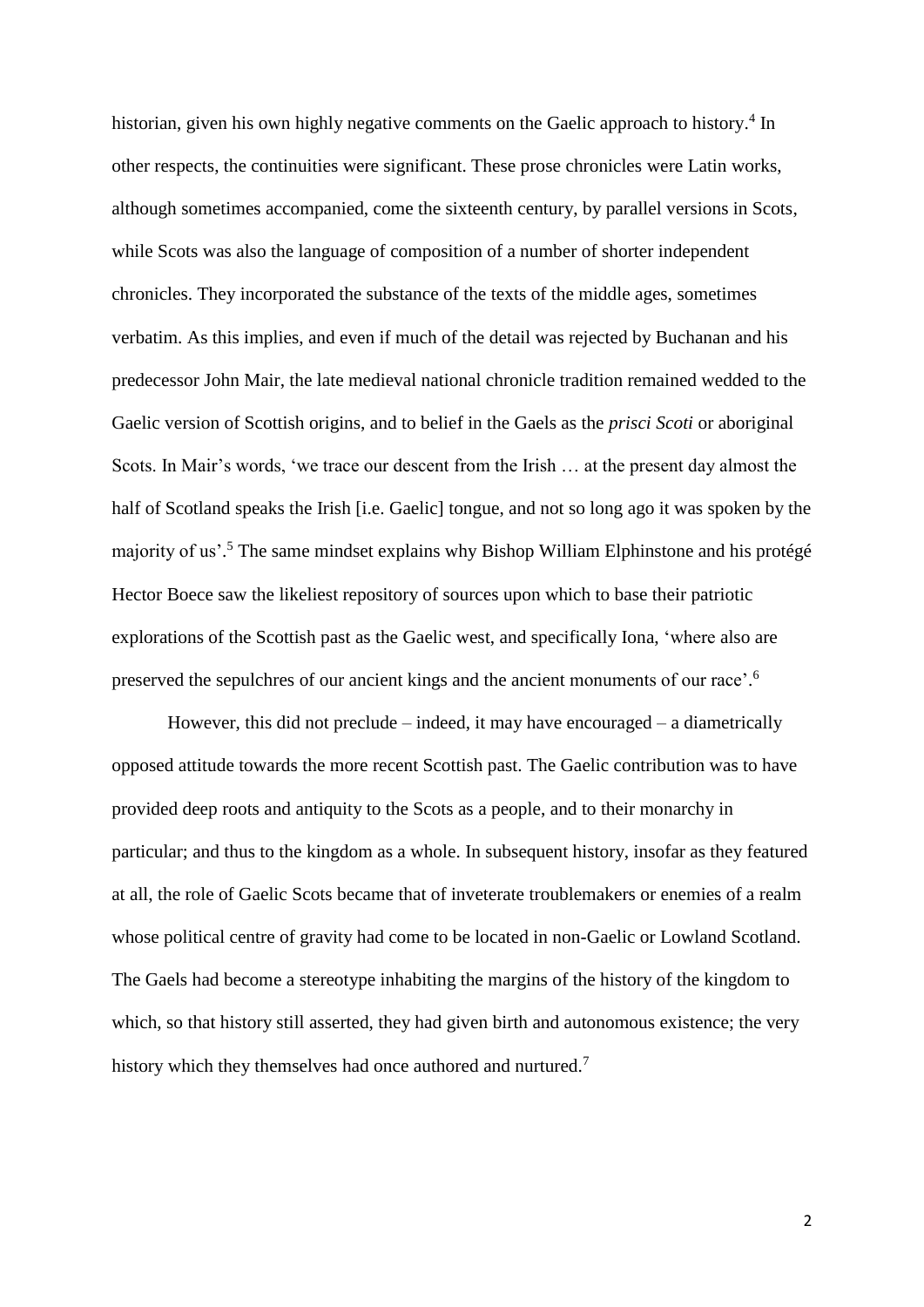historian, given his own highly negative comments on the Gaelic approach to history.[4] In other respects, the continuities were significant. These prose chronicles were Latin works, although sometimes accompanied, come the sixteenth century, by parallel versions in Scots, while Scots was also the language of composition of a number of shorter independent chronicles. They incorporated the substance of the texts of the middle ages, sometimes verbatim. As this implies, and even if much of the detail was rejected by Buchanan and his predecessor John Mair, the late medieval national chronicle tradition remained wedded to the Gaelic version of Scottish origins, and to belief in the Gaels as the *prisci Scoti* or aboriginal Scots. In Mair's words, 'we trace our descent from the Irish … at the present day almost the half of Scotland speaks the Irish [i.e. Gaelic] tongue, and not so long ago it was spoken by the majority of us'.[5] The same mindset explains why Bishop William Elphinstone and his protégé Hector Boece saw the likeliest repository of sources upon which to base their patriotic explorations of the Scottish past as the Gaelic west, and specifically Iona, 'where also are preserved the sepulchres of our ancient kings and the ancient monuments of our race'.[6]

However, this did not preclude – indeed, it may have encouraged – a diametrically opposed attitude towards the more recent Scottish past. The Gaelic contribution was to have provided deep roots and antiquity to the Scots as a people, and to their monarchy in particular; and thus to the kingdom as a whole. In subsequent history, insofar as they featured at all, the role of Gaelic Scots became that of inveterate troublemakers or enemies of a realm whose political centre of gravity had come to be located in non-Gaelic or Lowland Scotland. The Gaels had become a stereotype inhabiting the margins of the history of the kingdom to which, so that history still asserted, they had given birth and autonomous existence; the very history which they themselves had once authored and nurtured.[7]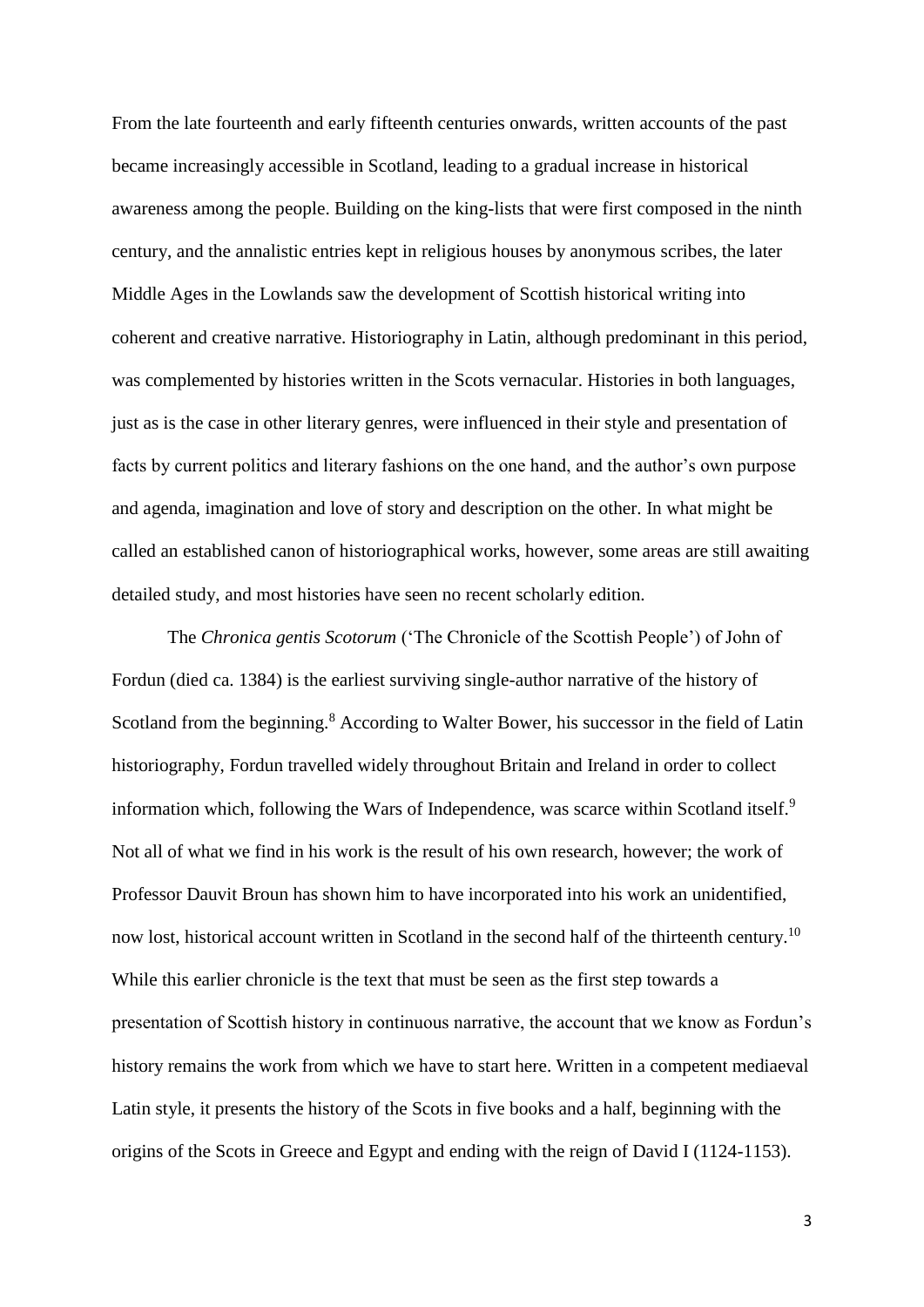From the late fourteenth and early fifteenth centuries onwards, written accounts of the past became increasingly accessible in Scotland, leading to a gradual increase in historical awareness among the people. Building on the king-lists that were first composed in the ninth century, and the annalistic entries kept in religious houses by anonymous scribes, the later Middle Ages in the Lowlands saw the development of Scottish historical writing into coherent and creative narrative. Historiography in Latin, although predominant in this period, was complemented by histories written in the Scots vernacular. Histories in both languages, just as is the case in other literary genres, were influenced in their style and presentation of facts by current politics and literary fashions on the one hand, and the author's own purpose and agenda, imagination and love of story and description on the other. In what might be called an established canon of historiographical works, however, some areas are still awaiting detailed study, and most histories have seen no recent scholarly edition.

The *Chronica gentis Scotorum* ('The Chronicle of the Scottish People') of John of Fordun (died ca. 1384) is the earliest surviving single-author narrative of the history of Scotland from the beginning.[8] According to Walter Bower, his successor in the field of Latin historiography, Fordun travelled widely throughout Britain and Ireland in order to collect information which, following the Wars of Independence, was scarce within Scotland itself.[9] Not all of what we find in his work is the result of his own research, however; the work of Professor Dauvit Broun has shown him to have incorporated into his work an unidentified, now lost, historical account written in Scotland in the second half of the thirteenth century.[10] While this earlier chronicle is the text that must be seen as the first step towards a presentation of Scottish history in continuous narrative, the account that we know as Fordun's history remains the work from which we have to start here. Written in a competent mediaeval Latin style, it presents the history of the Scots in five books and a half, beginning with the origins of the Scots in Greece and Egypt and ending with the reign of David I (1124-1153).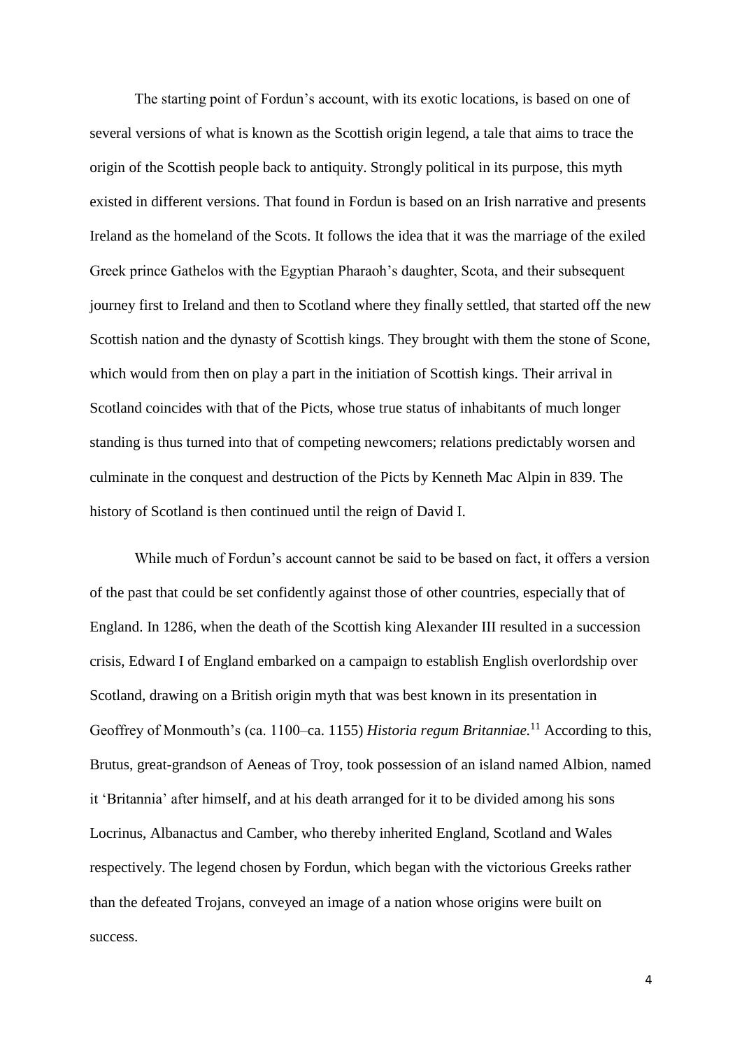The starting point of Fordun's account, with its exotic locations, is based on one of several versions of what is known as the Scottish origin legend, a tale that aims to trace the origin of the Scottish people back to antiquity. Strongly political in its purpose, this myth existed in different versions. That found in Fordun is based on an Irish narrative and presents Ireland as the homeland of the Scots. It follows the idea that it was the marriage of the exiled Greek prince Gathelos with the Egyptian Pharaoh's daughter, Scota, and their subsequent journey first to Ireland and then to Scotland where they finally settled, that started off the new Scottish nation and the dynasty of Scottish kings. They brought with them the stone of Scone, which would from then on play a part in the initiation of Scottish kings. Their arrival in Scotland coincides with that of the Picts, whose true status of inhabitants of much longer standing is thus turned into that of competing newcomers; relations predictably worsen and culminate in the conquest and destruction of the Picts by Kenneth Mac Alpin in 839. The history of Scotland is then continued until the reign of David I.

While much of Fordun's account cannot be said to be based on fact, it offers a version of the past that could be set confidently against those of other countries, especially that of England. In 1286, when the death of the Scottish king Alexander III resulted in a succession crisis, Edward I of England embarked on a campaign to establish English overlordship over Scotland, drawing on a British origin myth that was best known in its presentation in Geoffrey of Monmouth's (ca. 1100–ca. 1155) *Historia regum Britanniae.*[11] According to this, Brutus, great-grandson of Aeneas of Troy, took possession of an island named Albion, named it 'Britannia' after himself, and at his death arranged for it to be divided among his sons Locrinus, Albanactus and Camber, who thereby inherited England, Scotland and Wales respectively. The legend chosen by Fordun, which began with the victorious Greeks rather than the defeated Trojans, conveyed an image of a nation whose origins were built on success.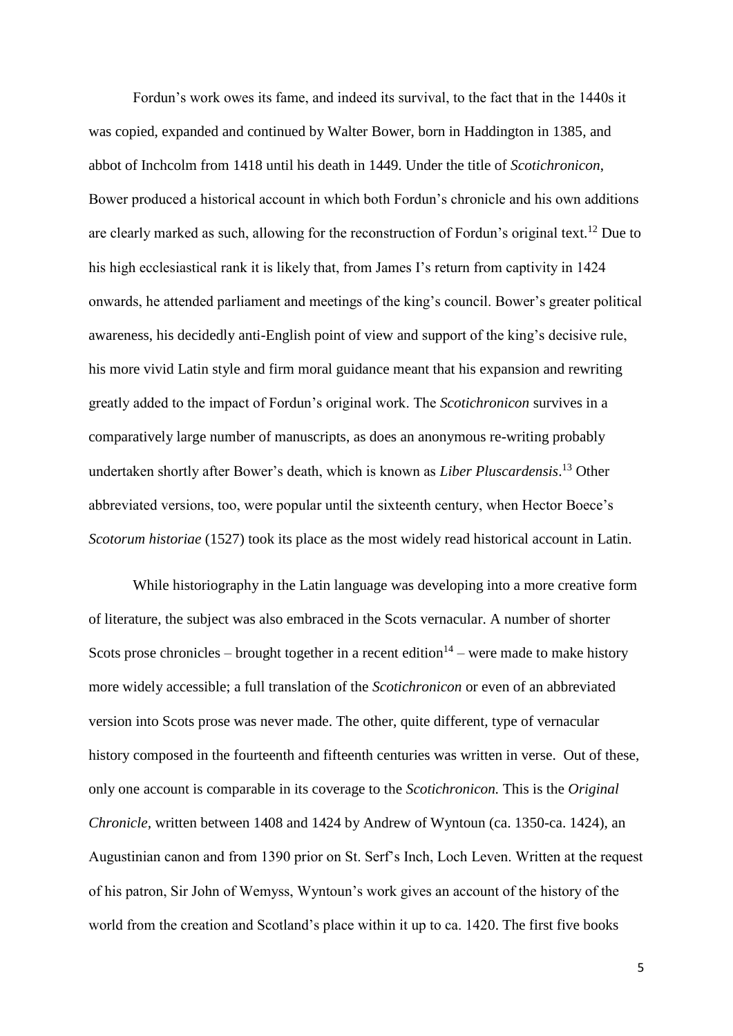Fordun's work owes its fame, and indeed its survival, to the fact that in the 1440s it was copied, expanded and continued by Walter Bower, born in Haddington in 1385, and abbot of Inchcolm from 1418 until his death in 1449. Under the title of *Scotichronicon*, Bower produced a historical account in which both Fordun's chronicle and his own additions are clearly marked as such, allowing for the reconstruction of Fordun's original text.[12] Due to his high ecclesiastical rank it is likely that, from James I's return from captivity in 1424 onwards, he attended parliament and meetings of the king's council. Bower's greater political awareness, his decidedly anti-English point of view and support of the king's decisive rule, his more vivid Latin style and firm moral guidance meant that his expansion and rewriting greatly added to the impact of Fordun's original work. The *Scotichronicon* survives in a comparatively large number of manuscripts, as does an anonymous re-writing probably undertaken shortly after Bower's death, which is known as *Liber Pluscardensis*.[13] Other abbreviated versions, too, were popular until the sixteenth century, when Hector Boece's *Scotorum historiae* (1527) took its place as the most widely read historical account in Latin.

While historiography in the Latin language was developing into a more creative form of literature, the subject was also embraced in the Scots vernacular. A number of shorter Scots prose chronicles – brought together in a recent edition[14] – were made to make history more widely accessible; a full translation of the *Scotichronicon* or even of an abbreviated version into Scots prose was never made. The other, quite different, type of vernacular history composed in the fourteenth and fifteenth centuries was written in verse. Out of these, only one account is comparable in its coverage to the *Scotichronicon.* This is the *Original Chronicle,* written between 1408 and 1424 by Andrew of Wyntoun (ca. 1350-ca. 1424), an Augustinian canon and from 1390 prior on St. Serf's Inch, Loch Leven. Written at the request of his patron, Sir John of Wemyss, Wyntoun's work gives an account of the history of the world from the creation and Scotland's place within it up to ca. 1420. The first five books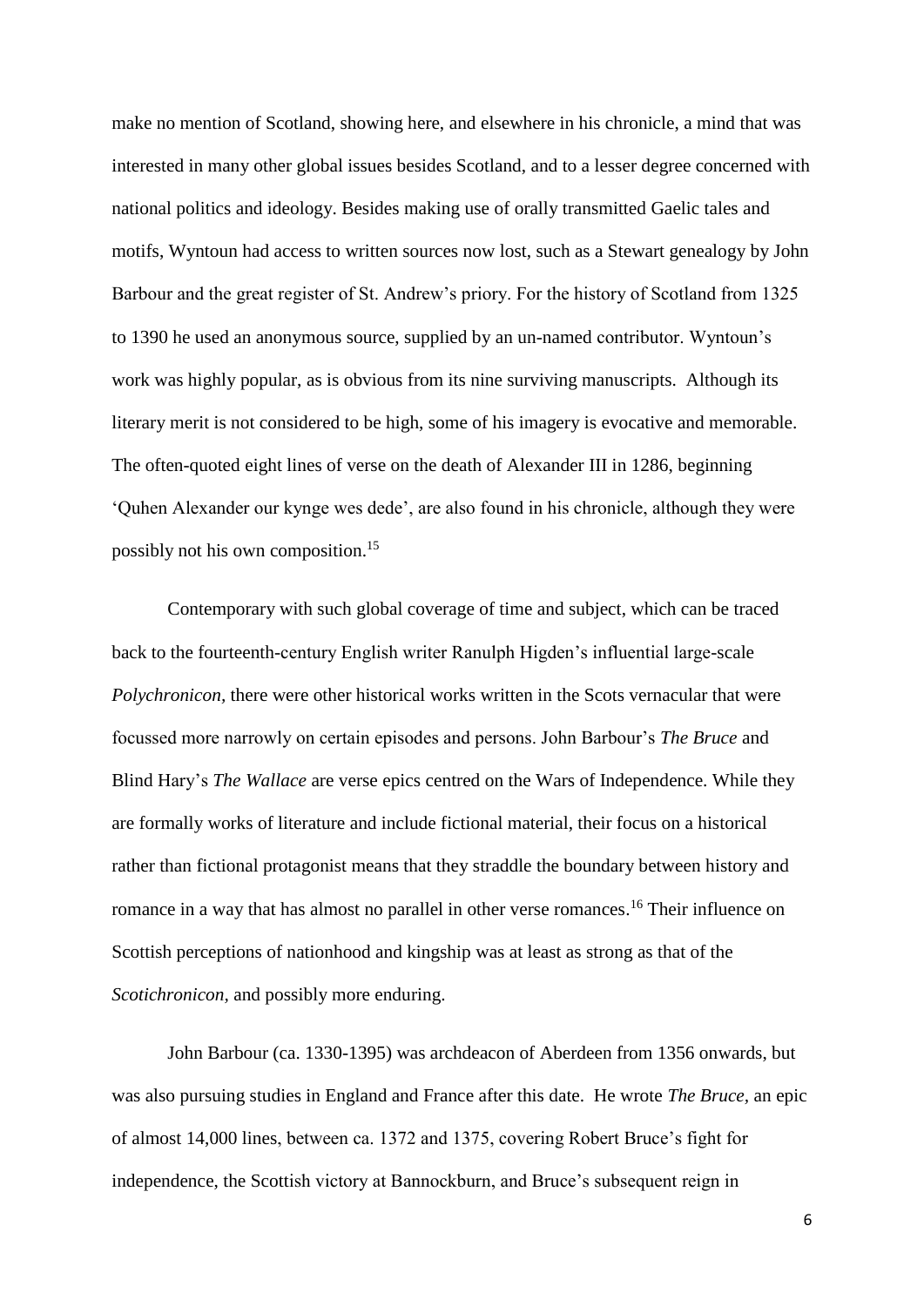make no mention of Scotland, showing here, and elsewhere in his chronicle, a mind that was interested in many other global issues besides Scotland, and to a lesser degree concerned with national politics and ideology. Besides making use of orally transmitted Gaelic tales and motifs, Wyntoun had access to written sources now lost, such as a Stewart genealogy by John Barbour and the great register of St. Andrew's priory. For the history of Scotland from 1325 to 1390 he used an anonymous source, supplied by an un-named contributor. Wyntoun's work was highly popular, as is obvious from its nine surviving manuscripts. Although its literary merit is not considered to be high, some of his imagery is evocative and memorable. The often-quoted eight lines of verse on the death of Alexander III in 1286, beginning 'Quhen Alexander our kynge wes dede', are also found in his chronicle, although they were possibly not his own composition.[15]

Contemporary with such global coverage of time and subject, which can be traced back to the fourteenth-century English writer Ranulph Higden's influential large-scale *Polychronicon*, there were other historical works written in the Scots vernacular that were focussed more narrowly on certain episodes and persons. John Barbour's *The Bruce* and Blind Hary's *The Wallace* are verse epics centred on the Wars of Independence. While they are formally works of literature and include fictional material, their focus on a historical rather than fictional protagonist means that they straddle the boundary between history and romance in a way that has almost no parallel in other verse romances.[16] Their influence on Scottish perceptions of nationhood and kingship was at least as strong as that of the *Scotichronicon*, and possibly more enduring.

John Barbour (ca. 1330-1395) was archdeacon of Aberdeen from 1356 onwards, but was also pursuing studies in England and France after this date. He wrote *The Bruce*, an epic of almost 14,000 lines, between ca. 1372 and 1375, covering Robert Bruce's fight for independence, the Scottish victory at Bannockburn, and Bruce's subsequent reign in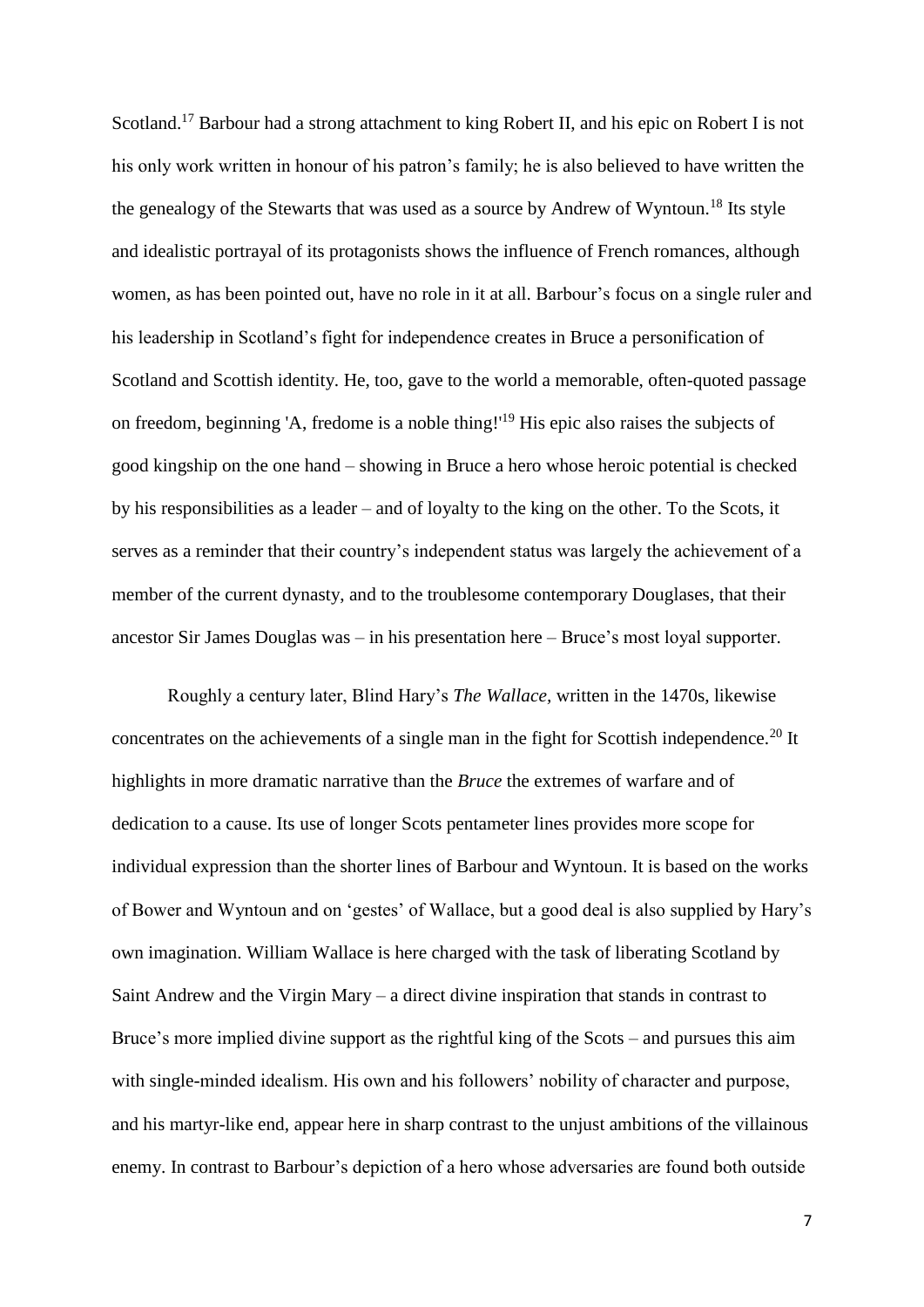Scotland.[17] Barbour had a strong attachment to king Robert II, and his epic on Robert I is not his only work written in honour of his patron's family; he is also believed to have written the the genealogy of the Stewarts that was used as a source by Andrew of Wyntoun.[18] Its style and idealistic portrayal of its protagonists shows the influence of French romances, although women, as has been pointed out, have no role in it at all. Barbour's focus on a single ruler and his leadership in Scotland's fight for independence creates in Bruce a personification of Scotland and Scottish identity. He, too, gave to the world a memorable, often-quoted passage on freedom, beginning 'A, fredome is a noble thing!'[19] His epic also raises the subjects of good kingship on the one hand – showing in Bruce a hero whose heroic potential is checked by his responsibilities as a leader – and of loyalty to the king on the other. To the Scots, it serves as a reminder that their country's independent status was largely the achievement of a member of the current dynasty, and to the troublesome contemporary Douglases, that their ancestor Sir James Douglas was – in his presentation here – Bruce's most loyal supporter.

Roughly a century later, Blind Hary's *The Wallace*, written in the 1470s, likewise concentrates on the achievements of a single man in the fight for Scottish independence.[20] It highlights in more dramatic narrative than the *Bruce* the extremes of warfare and of dedication to a cause. Its use of longer Scots pentameter lines provides more scope for individual expression than the shorter lines of Barbour and Wyntoun. It is based on the works of Bower and Wyntoun and on 'gestes' of Wallace, but a good deal is also supplied by Hary's own imagination. William Wallace is here charged with the task of liberating Scotland by Saint Andrew and the Virgin Mary – a direct divine inspiration that stands in contrast to Bruce's more implied divine support as the rightful king of the Scots – and pursues this aim with single-minded idealism. His own and his followers' nobility of character and purpose, and his martyr-like end, appear here in sharp contrast to the unjust ambitions of the villainous enemy. In contrast to Barbour's depiction of a hero whose adversaries are found both outside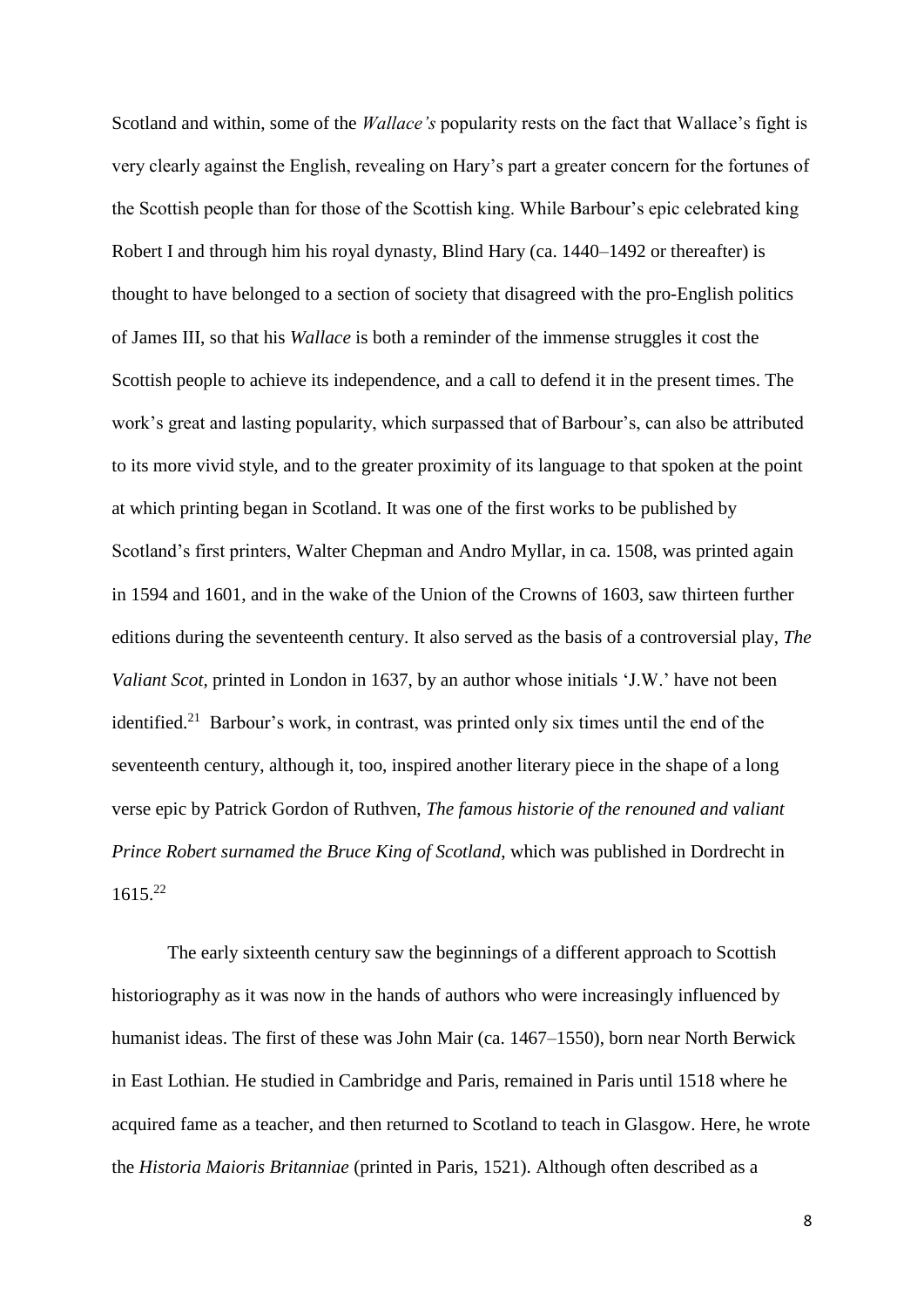Scotland and within, some of the *Wallace's* popularity rests on the fact that Wallace's fight is very clearly against the English, revealing on Hary's part a greater concern for the fortunes of the Scottish people than for those of the Scottish king. While Barbour's epic celebrated king Robert I and through him his royal dynasty, Blind Hary (ca. 1440–1492 or thereafter) is thought to have belonged to a section of society that disagreed with the pro-English politics of James III, so that his *Wallace* is both a reminder of the immense struggles it cost the Scottish people to achieve its independence, and a call to defend it in the present times. The work's great and lasting popularity, which surpassed that of Barbour's, can also be attributed to its more vivid style, and to the greater proximity of its language to that spoken at the point at which printing began in Scotland. It was one of the first works to be published by Scotland's first printers, Walter Chepman and Andro Myllar, in ca. 1508, was printed again in 1594 and 1601, and in the wake of the Union of the Crowns of 1603, saw thirteen further editions during the seventeenth century. It also served as the basis of a controversial play, *The Valiant Scot*, printed in London in 1637, by an author whose initials 'J.W.' have not been identified.[21] Barbour's work, in contrast, was printed only six times until the end of the seventeenth century, although it, too, inspired another literary piece in the shape of a long verse epic by Patrick Gordon of Ruthven, *The famous historie of the renouned and valiant Prince Robert surnamed the Bruce King of Scotland*, which was published in Dordrecht in 1615.[22]

The early sixteenth century saw the beginnings of a different approach to Scottish historiography as it was now in the hands of authors who were increasingly influenced by humanist ideas. The first of these was John Mair (ca. 1467–1550), born near North Berwick in East Lothian. He studied in Cambridge and Paris, remained in Paris until 1518 where he acquired fame as a teacher, and then returned to Scotland to teach in Glasgow. Here, he wrote the *Historia Maioris Britanniae* (printed in Paris, 1521). Although often described as a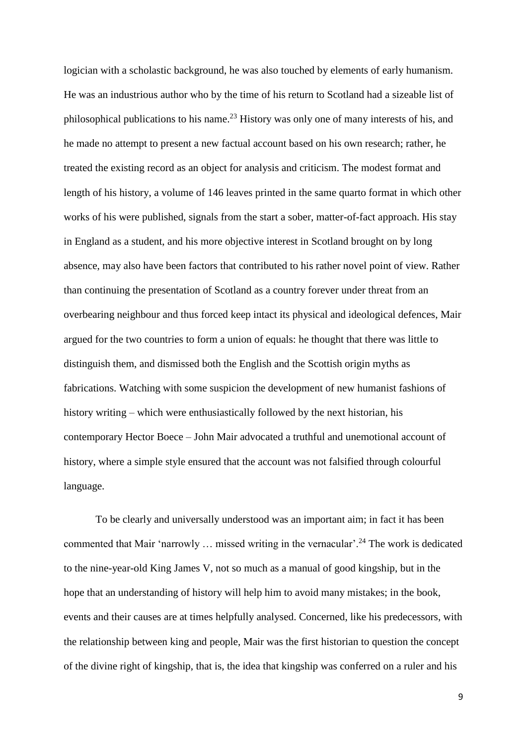logician with a scholastic background, he was also touched by elements of early humanism. He was an industrious author who by the time of his return to Scotland had a sizeable list of philosophical publications to his name.[23] History was only one of many interests of his, and he made no attempt to present a new factual account based on his own research; rather, he treated the existing record as an object for analysis and criticism. The modest format and length of his history, a volume of 146 leaves printed in the same quarto format in which other works of his were published, signals from the start a sober, matter-of-fact approach. His stay in England as a student, and his more objective interest in Scotland brought on by long absence, may also have been factors that contributed to his rather novel point of view. Rather than continuing the presentation of Scotland as a country forever under threat from an overbearing neighbour and thus forced keep intact its physical and ideological defences, Mair argued for the two countries to form a union of equals: he thought that there was little to distinguish them, and dismissed both the English and the Scottish origin myths as fabrications. Watching with some suspicion the development of new humanist fashions of history writing – which were enthusiastically followed by the next historian, his contemporary Hector Boece – John Mair advocated a truthful and unemotional account of history, where a simple style ensured that the account was not falsified through colourful language.

To be clearly and universally understood was an important aim; in fact it has been commented that Mair 'narrowly … missed writing in the vernacular'.[24] The work is dedicated to the nine-year-old King James V, not so much as a manual of good kingship, but in the hope that an understanding of history will help him to avoid many mistakes; in the book, events and their causes are at times helpfully analysed. Concerned, like his predecessors, with the relationship between king and people, Mair was the first historian to question the concept of the divine right of kingship, that is, the idea that kingship was conferred on a ruler and his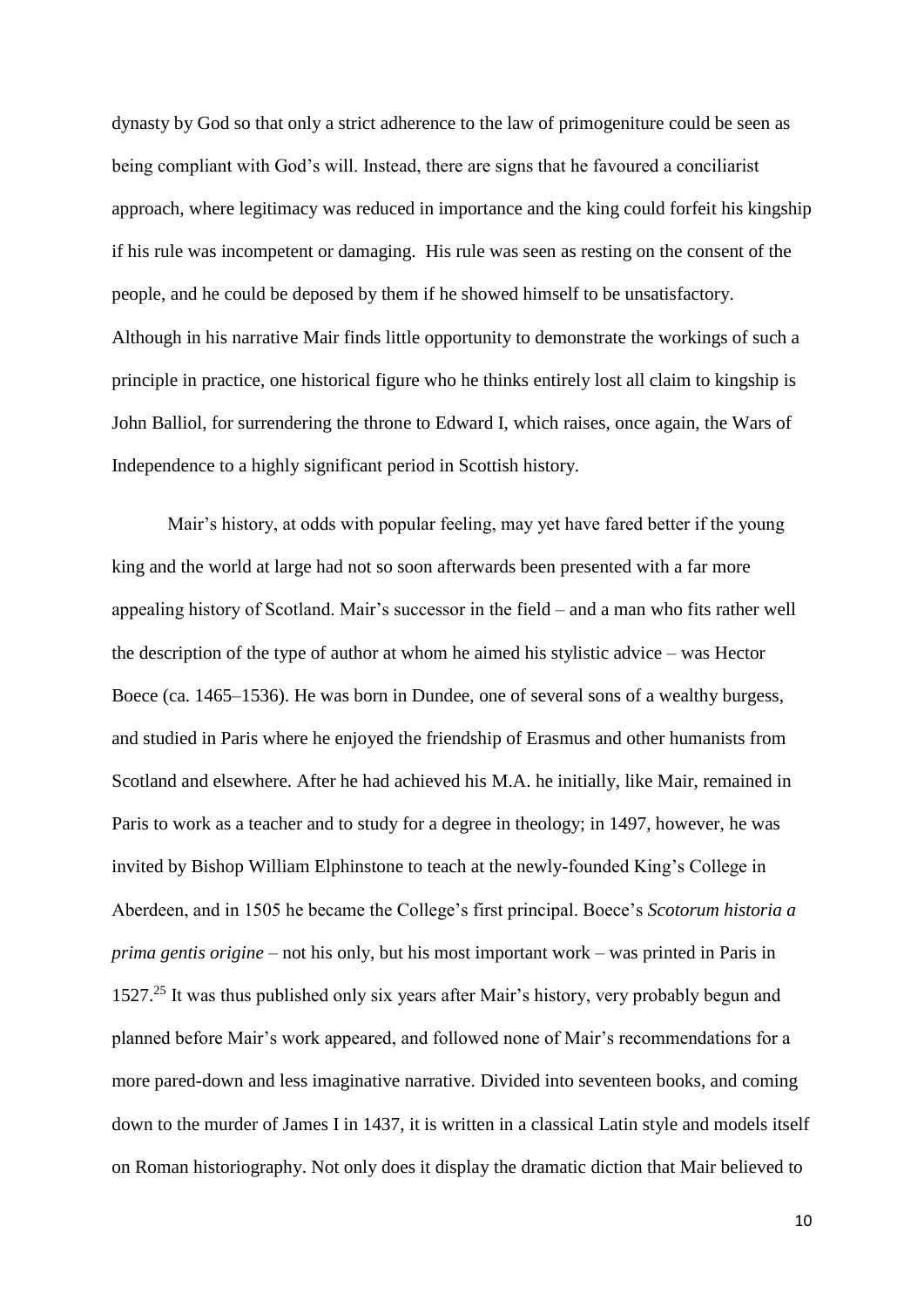dynasty by God so that only a strict adherence to the law of primogeniture could be seen as being compliant with God's will. Instead, there are signs that he favoured a conciliarist approach, where legitimacy was reduced in importance and the king could forfeit his kingship if his rule was incompetent or damaging. His rule was seen as resting on the consent of the people, and he could be deposed by them if he showed himself to be unsatisfactory. Although in his narrative Mair finds little opportunity to demonstrate the workings of such a principle in practice, one historical figure who he thinks entirely lost all claim to kingship is John Balliol, for surrendering the throne to Edward I, which raises, once again, the Wars of Independence to a highly significant period in Scottish history.

Mair's history, at odds with popular feeling, may yet have fared better if the young king and the world at large had not so soon afterwards been presented with a far more appealing history of Scotland. Mair's successor in the field – and a man who fits rather well the description of the type of author at whom he aimed his stylistic advice – was Hector Boece (ca. 1465–1536). He was born in Dundee, one of several sons of a wealthy burgess, and studied in Paris where he enjoyed the friendship of Erasmus and other humanists from Scotland and elsewhere. After he had achieved his M.A. he initially, like Mair, remained in Paris to work as a teacher and to study for a degree in theology; in 1497, however, he was invited by Bishop William Elphinstone to teach at the newly-founded King's College in Aberdeen, and in 1505 he became the College's first principal. Boece's *Scotorum historia a prima gentis origine* – not his only, but his most important work – was printed in Paris in 1527.[25] It was thus published only six years after Mair's history, very probably begun and planned before Mair's work appeared, and followed none of Mair's recommendations for a more pared-down and less imaginative narrative. Divided into seventeen books, and coming down to the murder of James I in 1437, it is written in a classical Latin style and models itself on Roman historiography. Not only does it display the dramatic diction that Mair believed to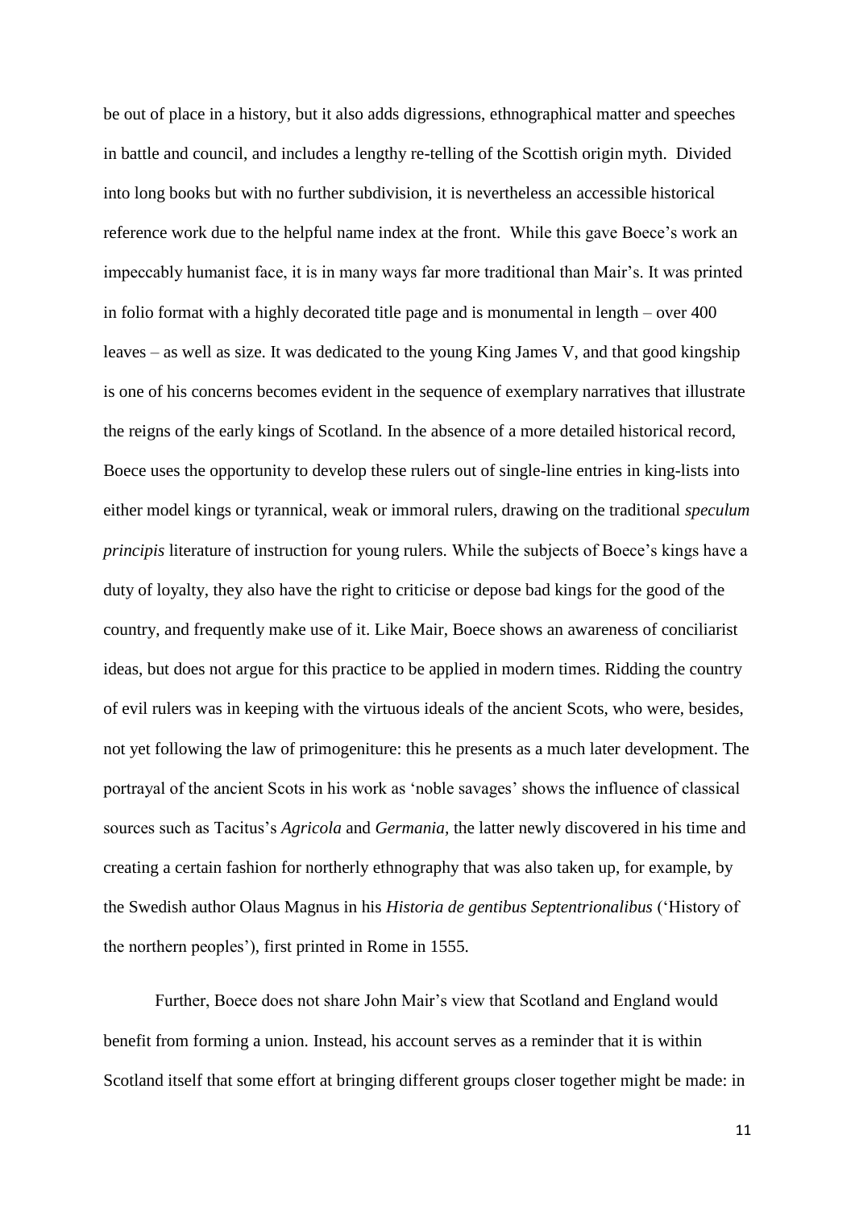be out of place in a history, but it also adds digressions, ethnographical matter and speeches in battle and council, and includes a lengthy re-telling of the Scottish origin myth. Divided into long books but with no further subdivision, it is nevertheless an accessible historical reference work due to the helpful name index at the front. While this gave Boece's work an impeccably humanist face, it is in many ways far more traditional than Mair's. It was printed in folio format with a highly decorated title page and is monumental in length – over 400 leaves – as well as size. It was dedicated to the young King James V, and that good kingship is one of his concerns becomes evident in the sequence of exemplary narratives that illustrate the reigns of the early kings of Scotland. In the absence of a more detailed historical record, Boece uses the opportunity to develop these rulers out of single-line entries in king-lists into either model kings or tyrannical, weak or immoral rulers, drawing on the traditional *speculum principis* literature of instruction for young rulers. While the subjects of Boece's kings have a duty of loyalty, they also have the right to criticise or depose bad kings for the good of the country, and frequently make use of it. Like Mair, Boece shows an awareness of conciliarist ideas, but does not argue for this practice to be applied in modern times. Ridding the country of evil rulers was in keeping with the virtuous ideals of the ancient Scots, who were, besides, not yet following the law of primogeniture: this he presents as a much later development. The portrayal of the ancient Scots in his work as 'noble savages' shows the influence of classical sources such as Tacitus's *Agricola* and *Germania,* the latter newly discovered in his time and creating a certain fashion for northerly ethnography that was also taken up, for example, by the Swedish author Olaus Magnus in his *Historia de gentibus Septentrionalibus* ('History of the northern peoples'), first printed in Rome in 1555.

Further, Boece does not share John Mair's view that Scotland and England would benefit from forming a union. Instead, his account serves as a reminder that it is within Scotland itself that some effort at bringing different groups closer together might be made: in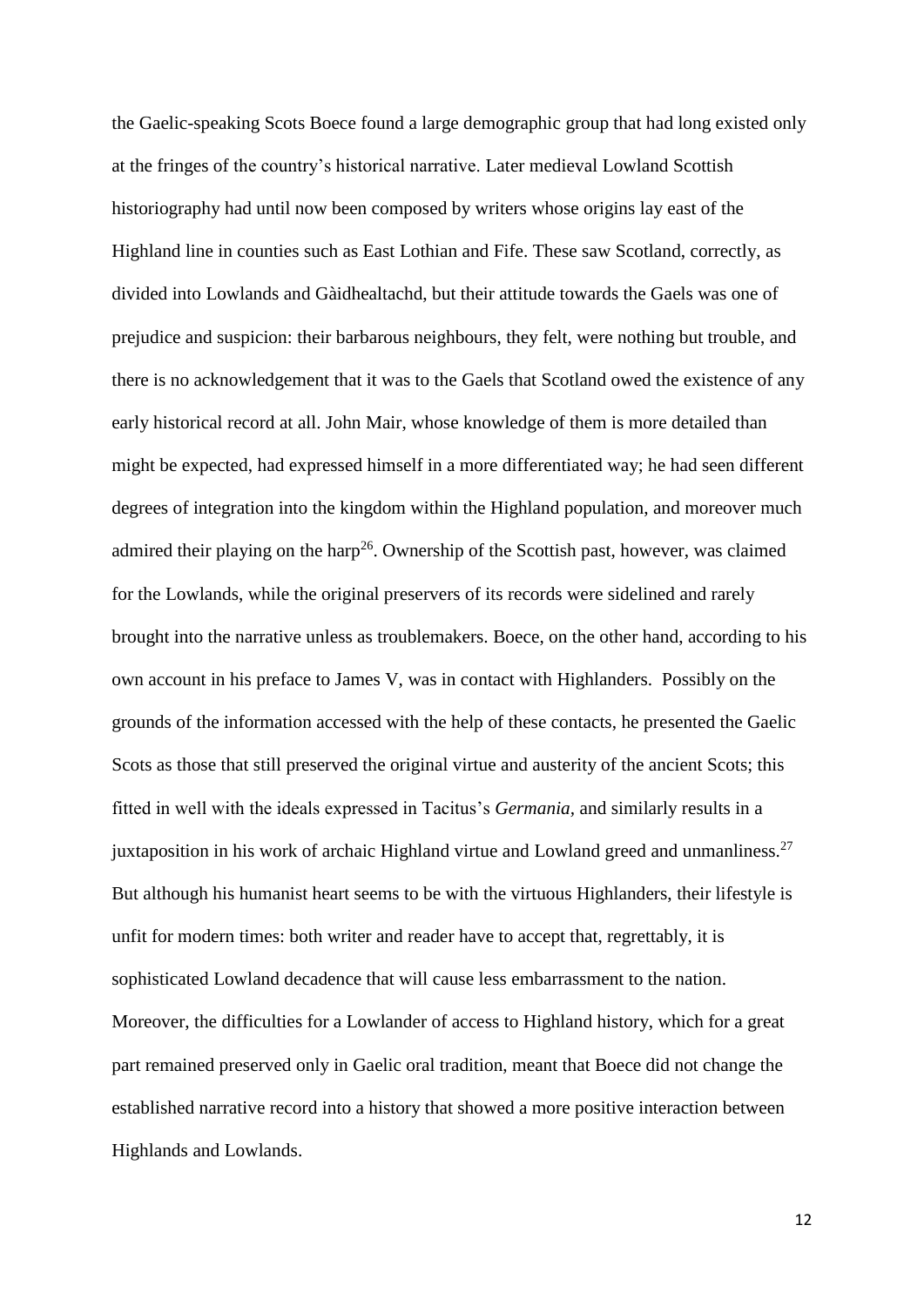the Gaelic-speaking Scots Boece found a large demographic group that had long existed only at the fringes of the country's historical narrative. Later medieval Lowland Scottish historiography had until now been composed by writers whose origins lay east of the Highland line in counties such as East Lothian and Fife. These saw Scotland, correctly, as divided into Lowlands and Gàidhealtachd, but their attitude towards the Gaels was one of prejudice and suspicion: their barbarous neighbours, they felt, were nothing but trouble, and there is no acknowledgement that it was to the Gaels that Scotland owed the existence of any early historical record at all. John Mair, whose knowledge of them is more detailed than might be expected, had expressed himself in a more differentiated way; he had seen different degrees of integration into the kingdom within the Highland population, and moreover much admired their playing on the harp[26]. Ownership of the Scottish past, however, was claimed for the Lowlands, while the original preservers of its records were sidelined and rarely brought into the narrative unless as troublemakers. Boece, on the other hand, according to his own account in his preface to James V, was in contact with Highlanders. Possibly on the grounds of the information accessed with the help of these contacts, he presented the Gaelic Scots as those that still preserved the original virtue and austerity of the ancient Scots; this fitted in well with the ideals expressed in Tacitus's *Germania*, and similarly results in a juxtaposition in his work of archaic Highland virtue and Lowland greed and unmanliness.[27] But although his humanist heart seems to be with the virtuous Highlanders, their lifestyle is unfit for modern times: both writer and reader have to accept that, regrettably, it is sophisticated Lowland decadence that will cause less embarrassment to the nation. Moreover, the difficulties for a Lowlander of access to Highland history, which for a great part remained preserved only in Gaelic oral tradition, meant that Boece did not change the established narrative record into a history that showed a more positive interaction between Highlands and Lowlands.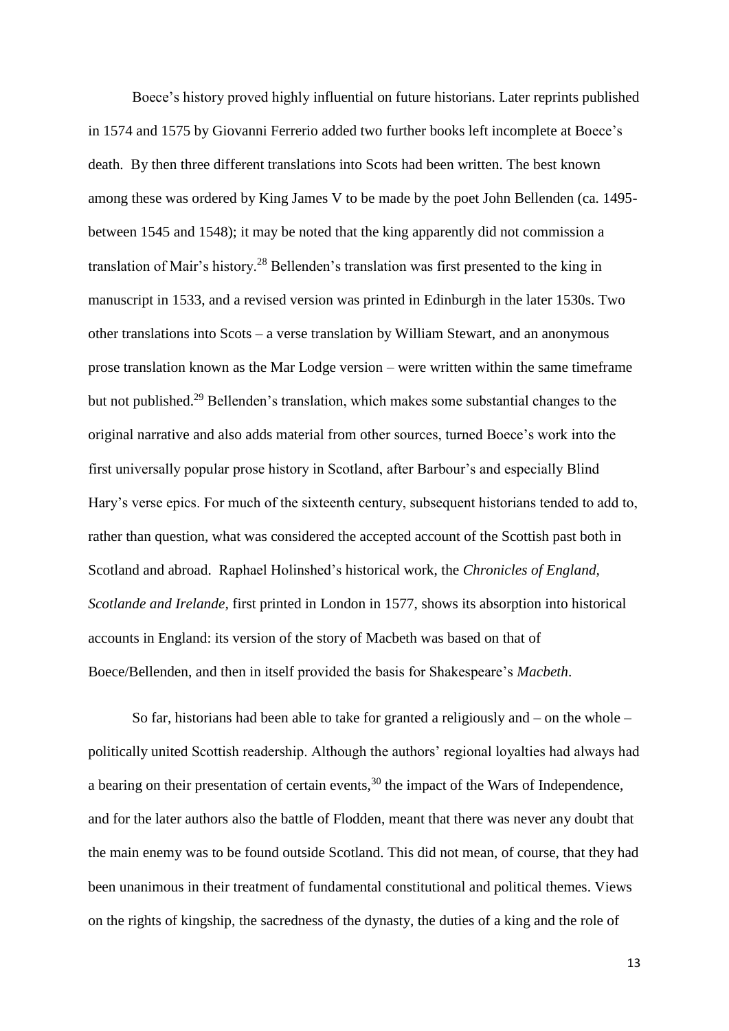Boece's history proved highly influential on future historians. Later reprints published in 1574 and 1575 by Giovanni Ferrerio added two further books left incomplete at Boece's death. By then three different translations into Scots had been written. The best known among these was ordered by King James V to be made by the poet John Bellenden (ca. 1495-between 1545 and 1548); it may be noted that the king apparently did not commission a translation of Mair's history.[28] Bellenden's translation was first presented to the king in manuscript in 1533, and a revised version was printed in Edinburgh in the later 1530s. Two other translations into Scots – a verse translation by William Stewart, and an anonymous prose translation known as the Mar Lodge version – were written within the same timeframe but not published.[29] Bellenden's translation, which makes some substantial changes to the original narrative and also adds material from other sources, turned Boece's work into the first universally popular prose history in Scotland, after Barbour's and especially Blind Hary's verse epics. For much of the sixteenth century, subsequent historians tended to add to, rather than question, what was considered the accepted account of the Scottish past both in Scotland and abroad. Raphael Holinshed's historical work, the *Chronicles of England, Scotlande and Irelande,* first printed in London in 1577, shows its absorption into historical accounts in England: its version of the story of Macbeth was based on that of Boece/Bellenden, and then in itself provided the basis for Shakespeare's *Macbeth*.

So far, historians had been able to take for granted a religiously and – on the whole – politically united Scottish readership. Although the authors' regional loyalties had always had a bearing on their presentation of certain events,[30] the impact of the Wars of Independence, and for the later authors also the battle of Flodden, meant that there was never any doubt that the main enemy was to be found outside Scotland. This did not mean, of course, that they had been unanimous in their treatment of fundamental constitutional and political themes. Views on the rights of kingship, the sacredness of the dynasty, the duties of a king and the role of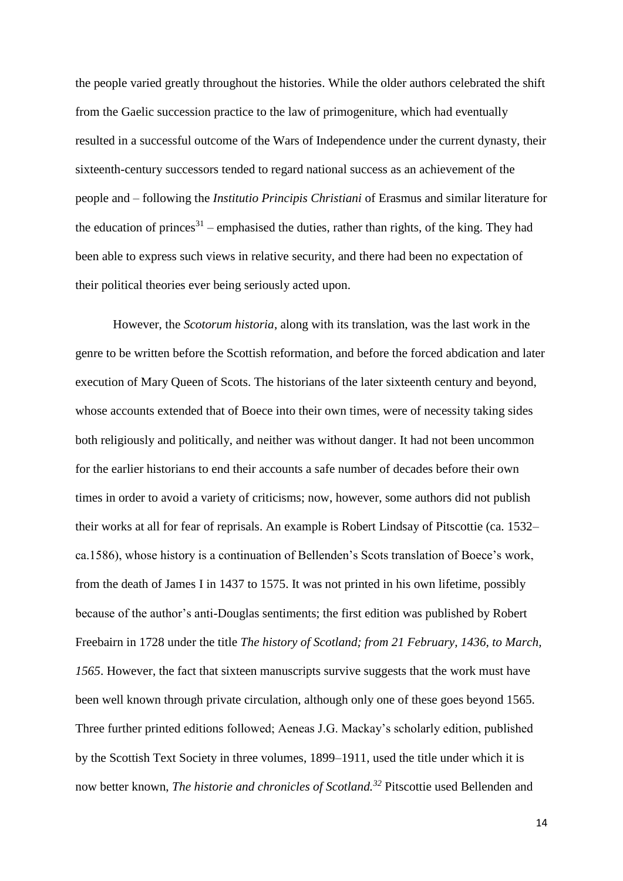the people varied greatly throughout the histories. While the older authors celebrated the shift from the Gaelic succession practice to the law of primogeniture, which had eventually resulted in a successful outcome of the Wars of Independence under the current dynasty, their sixteenth-century successors tended to regard national success as an achievement of the people and – following the *Institutio Principis Christiani* of Erasmus and similar literature for the education of princes[31] – emphasised the duties, rather than rights, of the king. They had been able to express such views in relative security, and there had been no expectation of their political theories ever being seriously acted upon.

However, the *Scotorum historia*, along with its translation, was the last work in the genre to be written before the Scottish reformation, and before the forced abdication and later execution of Mary Queen of Scots. The historians of the later sixteenth century and beyond, whose accounts extended that of Boece into their own times, were of necessity taking sides both religiously and politically, and neither was without danger. It had not been uncommon for the earlier historians to end their accounts a safe number of decades before their own times in order to avoid a variety of criticisms; now, however, some authors did not publish their works at all for fear of reprisals. An example is Robert Lindsay of Pitscottie (ca. 1532–ca.1586), whose history is a continuation of Bellenden's Scots translation of Boece's work, from the death of James I in 1437 to 1575. It was not printed in his own lifetime, possibly because of the author's anti-Douglas sentiments; the first edition was published by Robert Freebairn in 1728 under the title *The history of Scotland; from 21 February, 1436, to March, 1565*. However, the fact that sixteen manuscripts survive suggests that the work must have been well known through private circulation, although only one of these goes beyond 1565. Three further printed editions followed; Aeneas J.G. Mackay's scholarly edition, published by the Scottish Text Society in three volumes, 1899–1911, used the title under which it is now better known, *The historie and chronicles of Scotland.*[32] Pitscottie used Bellenden and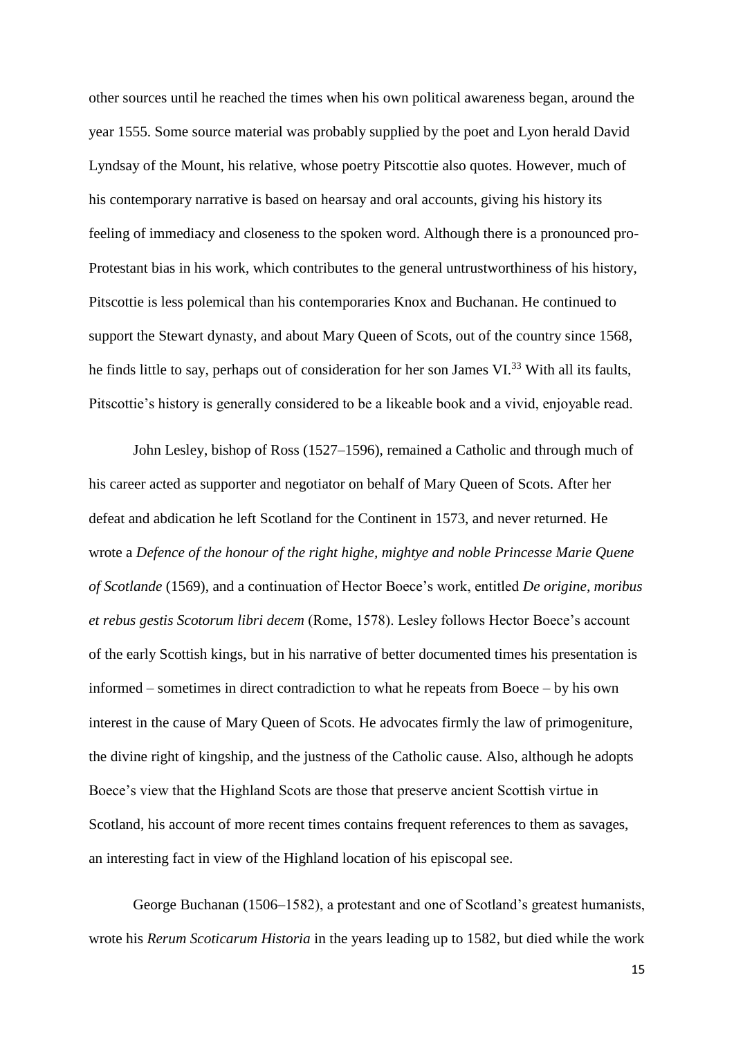other sources until he reached the times when his own political awareness began, around the year 1555. Some source material was probably supplied by the poet and Lyon herald David Lyndsay of the Mount, his relative, whose poetry Pitscottie also quotes. However, much of his contemporary narrative is based on hearsay and oral accounts, giving his history its feeling of immediacy and closeness to the spoken word. Although there is a pronounced pro-Protestant bias in his work, which contributes to the general untrustworthiness of his history, Pitscottie is less polemical than his contemporaries Knox and Buchanan. He continued to support the Stewart dynasty, and about Mary Queen of Scots, out of the country since 1568, he finds little to say, perhaps out of consideration for her son James VI.[33] With all its faults, Pitscottie's history is generally considered to be a likeable book and a vivid, enjoyable read.

John Lesley, bishop of Ross (1527–1596), remained a Catholic and through much of his career acted as supporter and negotiator on behalf of Mary Queen of Scots. After her defeat and abdication he left Scotland for the Continent in 1573, and never returned. He wrote a *Defence of the honour of the right highe, mightye and noble Princesse Marie Quene of Scotlande* (1569), and a continuation of Hector Boece's work, entitled *De origine, moribus et rebus gestis Scotorum libri decem* (Rome, 1578). Lesley follows Hector Boece's account of the early Scottish kings, but in his narrative of better documented times his presentation is informed – sometimes in direct contradiction to what he repeats from Boece – by his own interest in the cause of Mary Queen of Scots. He advocates firmly the law of primogeniture, the divine right of kingship, and the justness of the Catholic cause. Also, although he adopts Boece's view that the Highland Scots are those that preserve ancient Scottish virtue in Scotland, his account of more recent times contains frequent references to them as savages, an interesting fact in view of the Highland location of his episcopal see.

George Buchanan (1506–1582), a protestant and one of Scotland's greatest humanists, wrote his *Rerum Scoticarum Historia* in the years leading up to 1582, but died while the work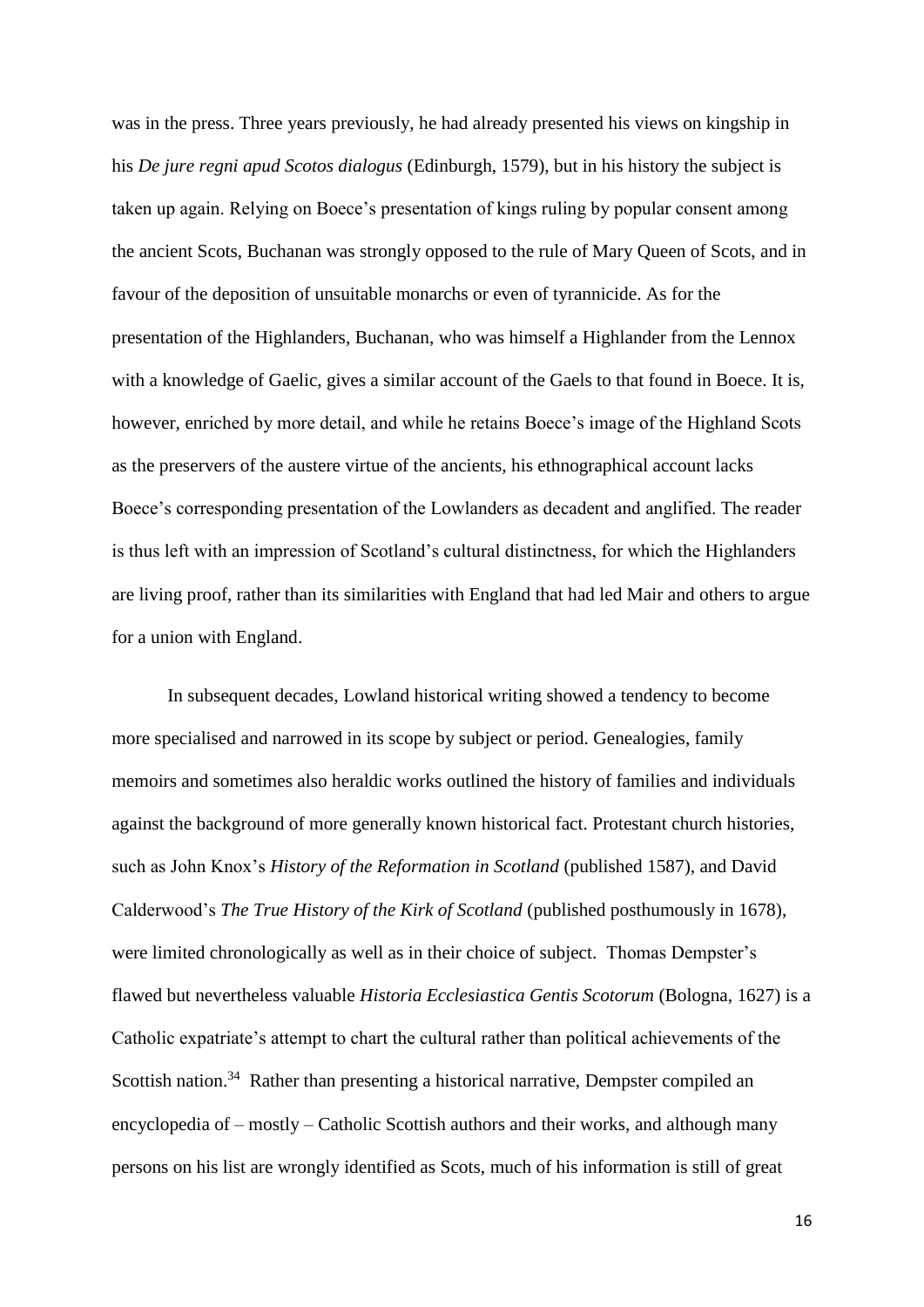was in the press. Three years previously, he had already presented his views on kingship in his *De jure regni apud Scotos dialogus* (Edinburgh, 1579), but in his history the subject is taken up again. Relying on Boece's presentation of kings ruling by popular consent among the ancient Scots, Buchanan was strongly opposed to the rule of Mary Queen of Scots, and in favour of the deposition of unsuitable monarchs or even of tyrannicide. As for the presentation of the Highlanders, Buchanan, who was himself a Highlander from the Lennox with a knowledge of Gaelic, gives a similar account of the Gaels to that found in Boece. It is, however, enriched by more detail, and while he retains Boece's image of the Highland Scots as the preservers of the austere virtue of the ancients, his ethnographical account lacks Boece's corresponding presentation of the Lowlanders as decadent and anglified. The reader is thus left with an impression of Scotland's cultural distinctness, for which the Highlanders are living proof, rather than its similarities with England that had led Mair and others to argue for a union with England.

In subsequent decades, Lowland historical writing showed a tendency to become more specialised and narrowed in its scope by subject or period. Genealogies, family memoirs and sometimes also heraldic works outlined the history of families and individuals against the background of more generally known historical fact. Protestant church histories, such as John Knox's *History of the Reformation in Scotland* (published 1587), and David Calderwood's *The True History of the Kirk of Scotland* (published posthumously in 1678), were limited chronologically as well as in their choice of subject. Thomas Dempster's flawed but nevertheless valuable *Historia Ecclesiastica Gentis Scotorum* (Bologna, 1627) is a Catholic expatriate's attempt to chart the cultural rather than political achievements of the Scottish nation.[34] Rather than presenting a historical narrative, Dempster compiled an encyclopedia of – mostly – Catholic Scottish authors and their works, and although many persons on his list are wrongly identified as Scots, much of his information is still of great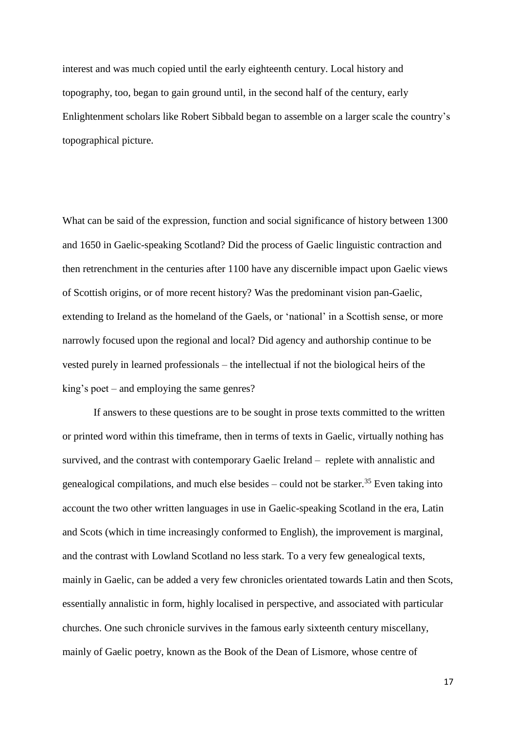interest and was much copied until the early eighteenth century. Local history and topography, too, began to gain ground until, in the second half of the century, early Enlightenment scholars like Robert Sibbald began to assemble on a larger scale the country's topographical picture.

What can be said of the expression, function and social significance of history between 1300 and 1650 in Gaelic-speaking Scotland? Did the process of Gaelic linguistic contraction and then retrenchment in the centuries after 1100 have any discernible impact upon Gaelic views of Scottish origins, or of more recent history? Was the predominant vision pan-Gaelic, extending to Ireland as the homeland of the Gaels, or 'national' in a Scottish sense, or more narrowly focused upon the regional and local? Did agency and authorship continue to be vested purely in learned professionals – the intellectual if not the biological heirs of the king's poet – and employing the same genres?

If answers to these questions are to be sought in prose texts committed to the written or printed word within this timeframe, then in terms of texts in Gaelic, virtually nothing has survived, and the contrast with contemporary Gaelic Ireland – replete with annalistic and genealogical compilations, and much else besides – could not be starker.[35] Even taking into account the two other written languages in use in Gaelic-speaking Scotland in the era, Latin and Scots (which in time increasingly conformed to English), the improvement is marginal, and the contrast with Lowland Scotland no less stark. To a very few genealogical texts, mainly in Gaelic, can be added a very few chronicles orientated towards Latin and then Scots, essentially annalistic in form, highly localised in perspective, and associated with particular churches. One such chronicle survives in the famous early sixteenth century miscellany, mainly of Gaelic poetry, known as the Book of the Dean of Lismore, whose centre of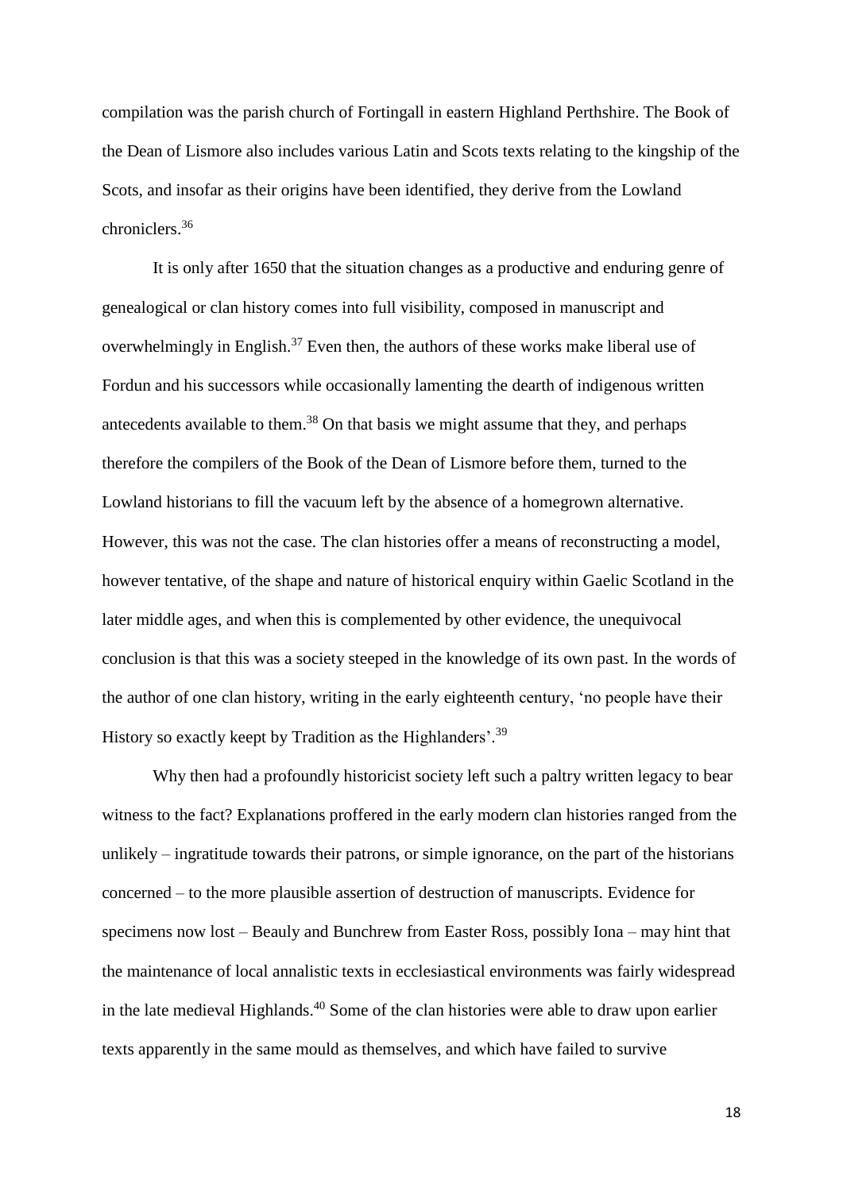compilation was the parish church of Fortingall in eastern Highland Perthshire. The Book of the Dean of Lismore also includes various Latin and Scots texts relating to the kingship of the Scots, and insofar as their origins have been identified, they derive from the Lowland chroniclers.[36]

It is only after 1650 that the situation changes as a productive and enduring genre of genealogical or clan history comes into full visibility, composed in manuscript and overwhelmingly in English.[37] Even then, the authors of these works make liberal use of Fordun and his successors while occasionally lamenting the dearth of indigenous written antecedents available to them.[38] On that basis we might assume that they, and perhaps therefore the compilers of the Book of the Dean of Lismore before them, turned to the Lowland historians to fill the vacuum left by the absence of a homegrown alternative. However, this was not the case. The clan histories offer a means of reconstructing a model, however tentative, of the shape and nature of historical enquiry within Gaelic Scotland in the later middle ages, and when this is complemented by other evidence, the unequivocal conclusion is that this was a society steeped in the knowledge of its own past. In the words of the author of one clan history, writing in the early eighteenth century, 'no people have their History so exactly keept by Tradition as the Highlanders'.[39]

Why then had a profoundly historicist society left such a paltry written legacy to bear witness to the fact? Explanations proffered in the early modern clan histories ranged from the unlikely – ingratitude towards their patrons, or simple ignorance, on the part of the historians concerned – to the more plausible assertion of destruction of manuscripts. Evidence for specimens now lost – Beauly and Bunchrew from Easter Ross, possibly Iona – may hint that the maintenance of local annalistic texts in ecclesiastical environments was fairly widespread in the late medieval Highlands.[40] Some of the clan histories were able to draw upon earlier texts apparently in the same mould as themselves, and which have failed to survive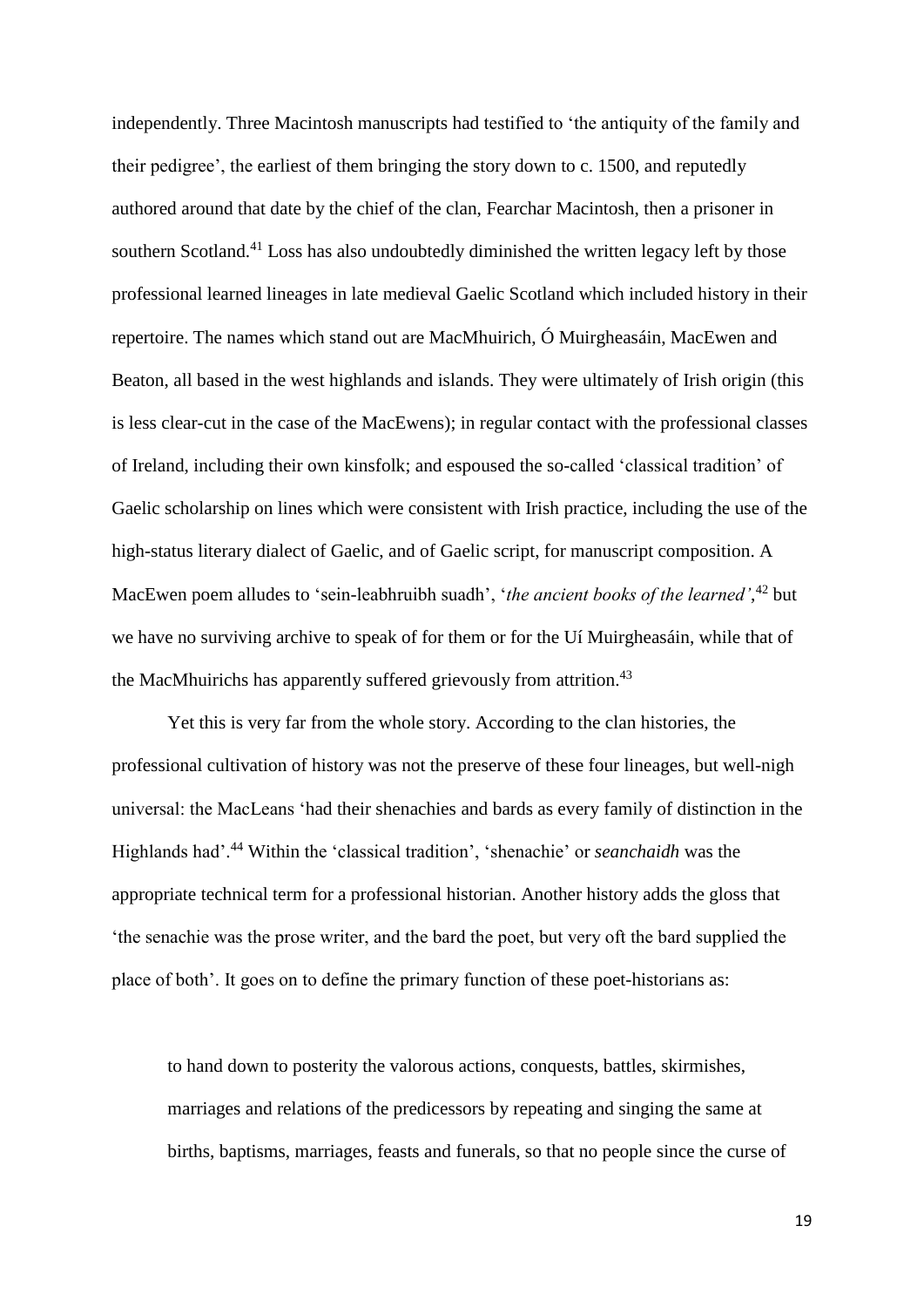independently. Three Macintosh manuscripts had testified to 'the antiquity of the family and their pedigree', the earliest of them bringing the story down to c. 1500, and reputedly authored around that date by the chief of the clan, Fearchar Macintosh, then a prisoner in southern Scotland.[41] Loss has also undoubtedly diminished the written legacy left by those professional learned lineages in late medieval Gaelic Scotland which included history in their repertoire. The names which stand out are MacMhuirich, Ó Muirgheasáin, MacEwen and Beaton, all based in the west highlands and islands. They were ultimately of Irish origin (this is less clear-cut in the case of the MacEwens); in regular contact with the professional classes of Ireland, including their own kinsfolk; and espoused the so-called 'classical tradition' of Gaelic scholarship on lines which were consistent with Irish practice, including the use of the high-status literary dialect of Gaelic, and of Gaelic script, for manuscript composition. A MacEwen poem alludes to 'sein-leabhruibh suadh', '*the ancient books of the learned'*,[42] but we have no surviving archive to speak of for them or for the Uí Muirgheasáin, while that of the MacMhuirichs has apparently suffered grievously from attrition.[43]

Yet this is very far from the whole story. According to the clan histories, the professional cultivation of history was not the preserve of these four lineages, but well-nigh universal: the MacLeans 'had their shenachies and bards as every family of distinction in the Highlands had'.[44] Within the 'classical tradition', 'shenachie' or *seanchaidh* was the appropriate technical term for a professional historian. Another history adds the gloss that 'the senachie was the prose writer, and the bard the poet, but very oft the bard supplied the place of both'. It goes on to define the primary function of these poet-historians as:

> to hand down to posterity the valorous actions, conquests, battles, skirmishes, marriages and relations of the predicessors by repeating and singing the same at births, baptisms, marriages, feasts and funerals, so that no people since the curse of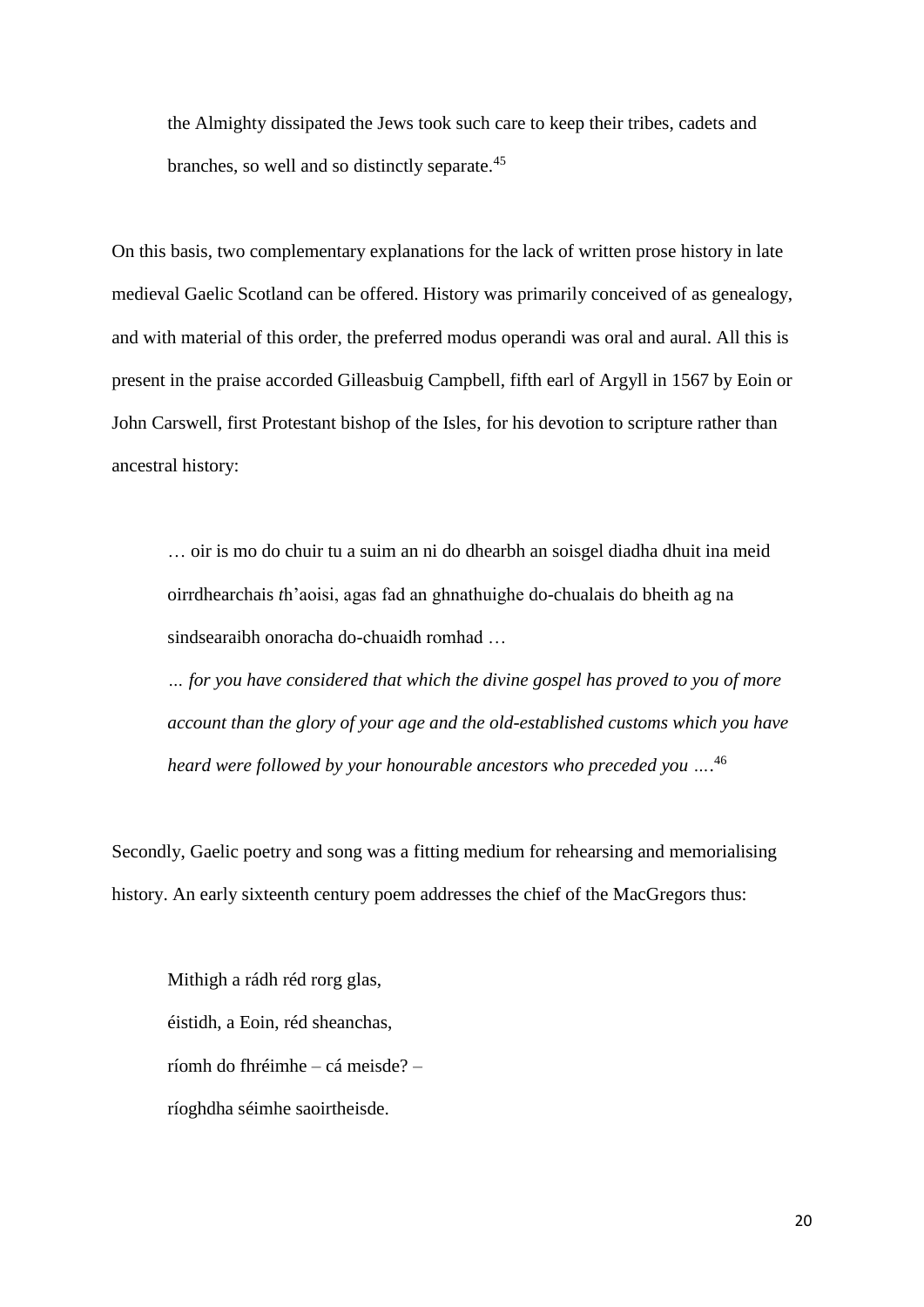> the Almighty dissipated the Jews took such care to keep their tribes, cadets and branches, so well and so distinctly separate.[45]

On this basis, two complementary explanations for the lack of written prose history in late medieval Gaelic Scotland can be offered. History was primarily conceived of as genealogy, and with material of this order, the preferred modus operandi was oral and aural. All this is present in the praise accorded Gilleasbuig Campbell, fifth earl of Argyll in 1567 by Eoin or John Carswell, first Protestant bishop of the Isles, for his devotion to scripture rather than ancestral history:

> … oir is mo do chuir tu a suim an ni do dhearbh an soisgel diadha dhuit ina meid oirrdhearchais *t*h'aoisi, agas fad an ghnathuighe do-chualais do bheith ag na sindsearaibh onoracha do-chuaidh romhad …
>
> *… for you have considered that which the divine gospel has proved to you of more account than the glory of your age and the old-established customs which you have heard were followed by your honourable ancestors who preceded you …*[46]

Secondly, Gaelic poetry and song was a fitting medium for rehearsing and memorialising history. An early sixteenth century poem addresses the chief of the MacGregors thus:

> Mithigh a rádh réd rorg glas,
> éistidh, a Eoin, réd sheanchas,
> ríomh do fhréimhe – cá meisde? –
> ríoghdha séimhe saoirtheisde.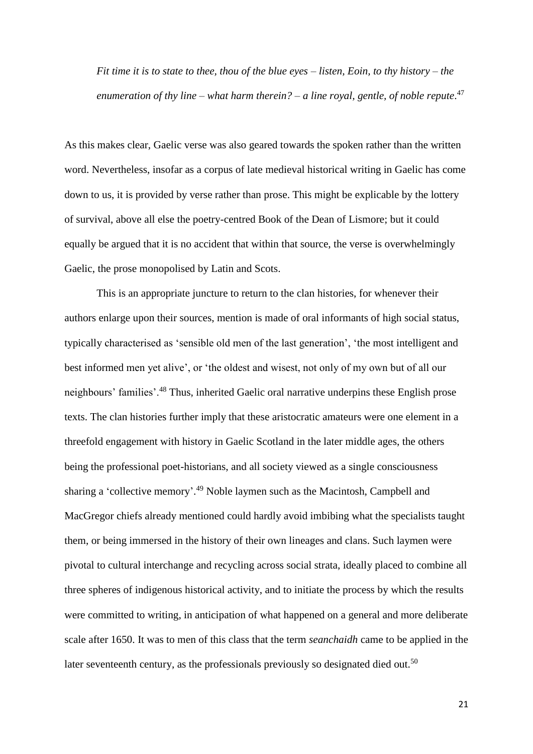*Fit time it is to state to thee, thou of the blue eyes – listen, Eoin, to thy history – the enumeration of thy line – what harm therein? – a line royal, gentle, of noble repute*.[47]

As this makes clear, Gaelic verse was also geared towards the spoken rather than the written word. Nevertheless, insofar as a corpus of late medieval historical writing in Gaelic has come down to us, it is provided by verse rather than prose. This might be explicable by the lottery of survival, above all else the poetry-centred Book of the Dean of Lismore; but it could equally be argued that it is no accident that within that source, the verse is overwhelmingly Gaelic, the prose monopolised by Latin and Scots.

This is an appropriate juncture to return to the clan histories, for whenever their authors enlarge upon their sources, mention is made of oral informants of high social status, typically characterised as 'sensible old men of the last generation', 'the most intelligent and best informed men yet alive', or 'the oldest and wisest, not only of my own but of all our neighbours' families'.[48] Thus, inherited Gaelic oral narrative underpins these English prose texts. The clan histories further imply that these aristocratic amateurs were one element in a threefold engagement with history in Gaelic Scotland in the later middle ages, the others being the professional poet-historians, and all society viewed as a single consciousness sharing a 'collective memory'.[49] Noble laymen such as the Macintosh, Campbell and MacGregor chiefs already mentioned could hardly avoid imbibing what the specialists taught them, or being immersed in the history of their own lineages and clans. Such laymen were pivotal to cultural interchange and recycling across social strata, ideally placed to combine all three spheres of indigenous historical activity, and to initiate the process by which the results were committed to writing, in anticipation of what happened on a general and more deliberate scale after 1650. It was to men of this class that the term *seanchaidh* came to be applied in the later seventeenth century, as the professionals previously so designated died out.[50]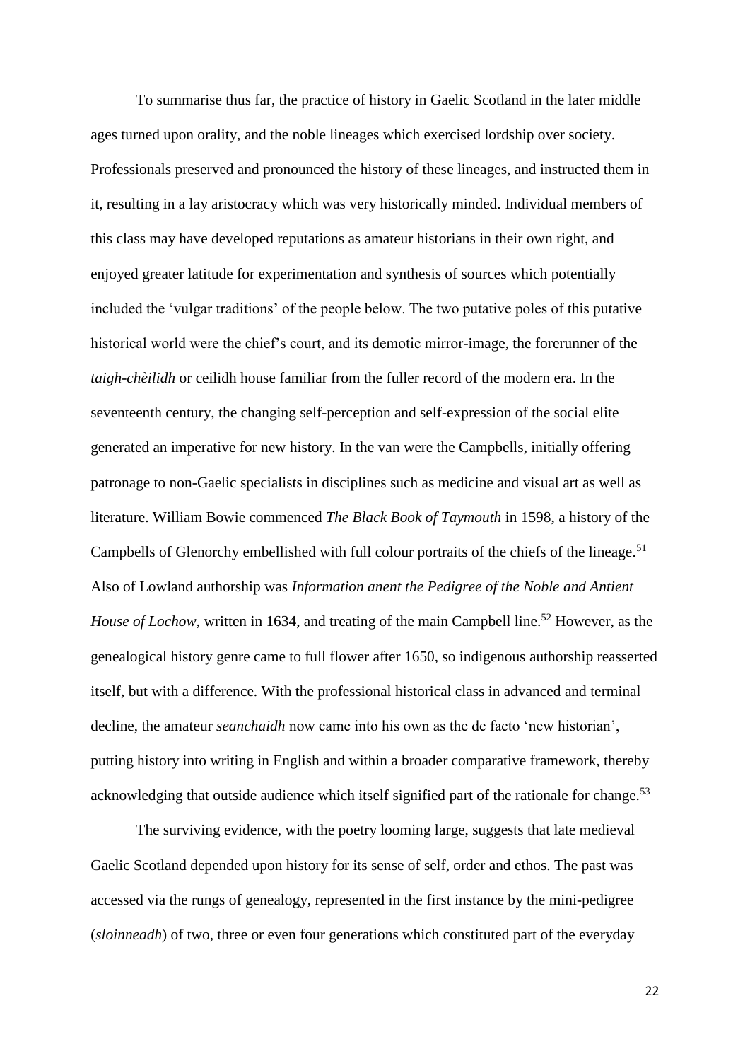To summarise thus far, the practice of history in Gaelic Scotland in the later middle ages turned upon orality, and the noble lineages which exercised lordship over society. Professionals preserved and pronounced the history of these lineages, and instructed them in it, resulting in a lay aristocracy which was very historically minded. Individual members of this class may have developed reputations as amateur historians in their own right, and enjoyed greater latitude for experimentation and synthesis of sources which potentially included the 'vulgar traditions' of the people below. The two putative poles of this putative historical world were the chief's court, and its demotic mirror-image, the forerunner of the *taigh-chèilidh* or ceilidh house familiar from the fuller record of the modern era. In the seventeenth century, the changing self-perception and self-expression of the social elite generated an imperative for new history. In the van were the Campbells, initially offering patronage to non-Gaelic specialists in disciplines such as medicine and visual art as well as literature. William Bowie commenced *The Black Book of Taymouth* in 1598, a history of the Campbells of Glenorchy embellished with full colour portraits of the chiefs of the lineage.[51] Also of Lowland authorship was *Information anent the Pedigree of the Noble and Antient House of Lochow*, written in 1634, and treating of the main Campbell line.[52] However, as the genealogical history genre came to full flower after 1650, so indigenous authorship reasserted itself, but with a difference. With the professional historical class in advanced and terminal decline, the amateur *seanchaidh* now came into his own as the de facto 'new historian', putting history into writing in English and within a broader comparative framework, thereby acknowledging that outside audience which itself signified part of the rationale for change.[53]

The surviving evidence, with the poetry looming large, suggests that late medieval Gaelic Scotland depended upon history for its sense of self, order and ethos. The past was accessed via the rungs of genealogy, represented in the first instance by the mini-pedigree (*sloinneadh*) of two, three or even four generations which constituted part of the everyday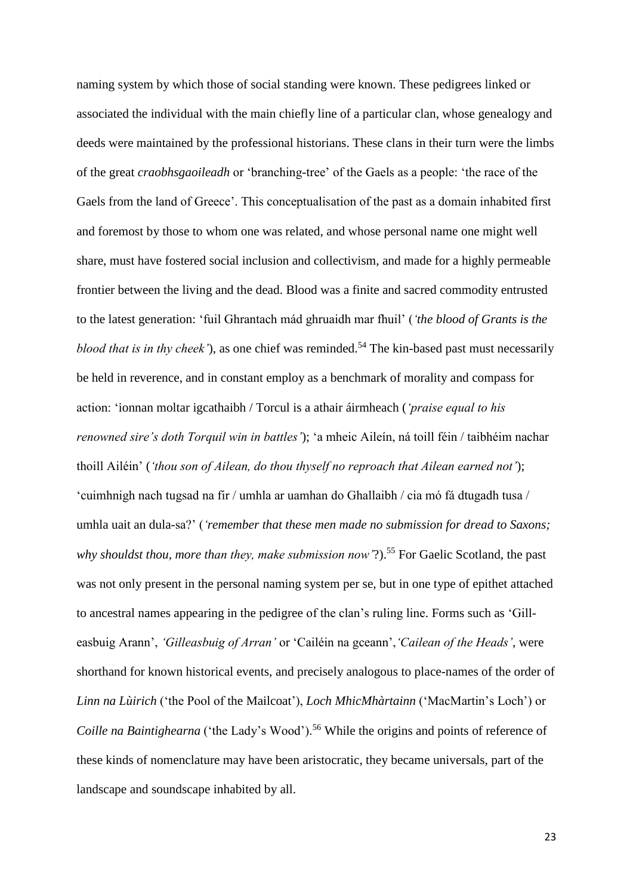naming system by which those of social standing were known. These pedigrees linked or associated the individual with the main chiefly line of a particular clan, whose genealogy and deeds were maintained by the professional historians. These clans in their turn were the limbs of the great *craobhsgaoileadh* or 'branching-tree' of the Gaels as a people: 'the race of the Gaels from the land of Greece'. This conceptualisation of the past as a domain inhabited first and foremost by those to whom one was related, and whose personal name one might well share, must have fostered social inclusion and collectivism, and made for a highly permeable frontier between the living and the dead. Blood was a finite and sacred commodity entrusted to the latest generation: 'fuil Ghrantach mád ghruaidh mar fhuil' (*'the blood of Grants is the blood that is in thy cheek'*), as one chief was reminded.[54] The kin-based past must necessarily be held in reverence, and in constant employ as a benchmark of morality and compass for action: 'ionnan moltar igcathaibh / Torcul is a athair áirmheach (*'praise equal to his renowned sire's doth Torquil win in battles'*); 'a mheic Aileín, ná toill féin / taibhéim nachar thoill Ailéin' (*'thou son of Ailean, do thou thyself no reproach that Ailean earned not'*); 'cuimhnigh nach tugsad na fir / umhla ar uamhan do Ghallaibh / cia mó fá dtugadh tusa / umhla uait an dula-sa?' (*'remember that these men made no submission for dread to Saxons; why shouldst thou, more than they, make submission now'*?).[55] For Gaelic Scotland, the past was not only present in the personal naming system per se, but in one type of epithet attached to ancestral names appearing in the pedigree of the clan's ruling line. Forms such as 'Gill-easbuig Arann', *'Gilleasbuig of Arran'* or 'Cailéin na gceann', *'Cailean of the Heads'*, were shorthand for known historical events, and precisely analogous to place-names of the order of *Linn na Lùirich* ('the Pool of the Mailcoat'), *Loch MhicMhàrtainn* ('MacMartin's Loch') or *Coille na Baintighearna* ('the Lady's Wood').[56] While the origins and points of reference of these kinds of nomenclature may have been aristocratic, they became universals, part of the landscape and soundscape inhabited by all.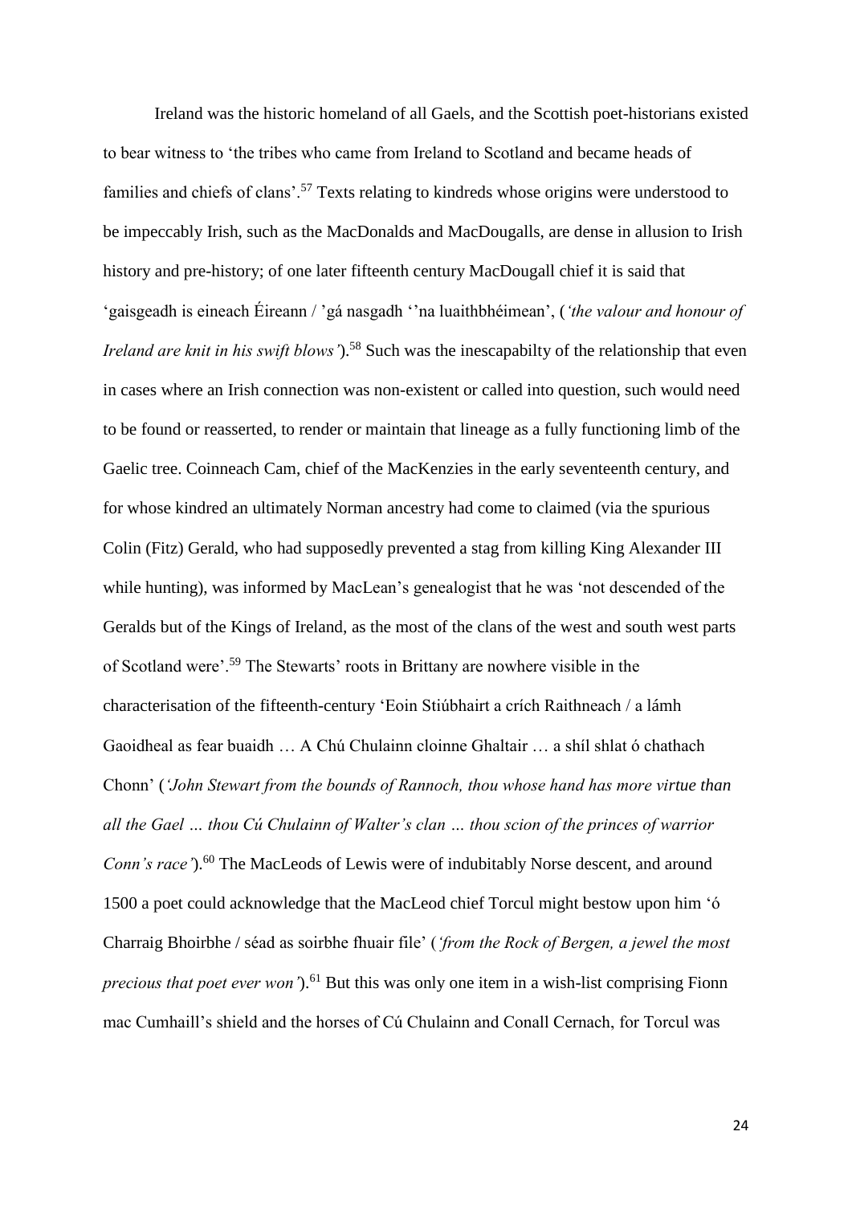Ireland was the historic homeland of all Gaels, and the Scottish poet-historians existed to bear witness to 'the tribes who came from Ireland to Scotland and became heads of families and chiefs of clans'.[57] Texts relating to kindreds whose origins were understood to be impeccably Irish, such as the MacDonalds and MacDougalls, are dense in allusion to Irish history and pre-history; of one later fifteenth century MacDougall chief it is said that 'gaisgeadh is eineach Éireann / 'gá nasgadh ''na luaithbhéimean', (*'the valour and honour of Ireland are knit in his swift blows'*).[58] Such was the inescapabilty of the relationship that even in cases where an Irish connection was non-existent or called into question, such would need to be found or reasserted, to render or maintain that lineage as a fully functioning limb of the Gaelic tree. Coinneach Cam, chief of the MacKenzies in the early seventeenth century, and for whose kindred an ultimately Norman ancestry had come to claimed (via the spurious Colin (Fitz) Gerald, who had supposedly prevented a stag from killing King Alexander III while hunting), was informed by MacLean's genealogist that he was 'not descended of the Geralds but of the Kings of Ireland, as the most of the clans of the west and south west parts of Scotland were'.[59] The Stewarts' roots in Brittany are nowhere visible in the characterisation of the fifteenth-century 'Eoin Stiúbhairt a crích Raithneach / a lámh Gaoidheal as fear buaidh … A Chú Chulainn cloinne Ghaltair … a shíl shlat ó chathach Chonn' (*'John Stewart from the bounds of Rannoch, thou whose hand has more virtue than all the Gael … thou Cú Chulainn of Walter's clan … thou scion of the princes of warrior Conn's race'*).[60] The MacLeods of Lewis were of indubitably Norse descent, and around 1500 a poet could acknowledge that the MacLeod chief Torcul might bestow upon him 'ó Charraig Bhoirbhe / séad as soirbhe fhuair file' (*'from the Rock of Bergen, a jewel the most precious that poet ever won'*).[61] But this was only one item in a wish-list comprising Fionn mac Cumhaill's shield and the horses of Cú Chulainn and Conall Cernach, for Torcul was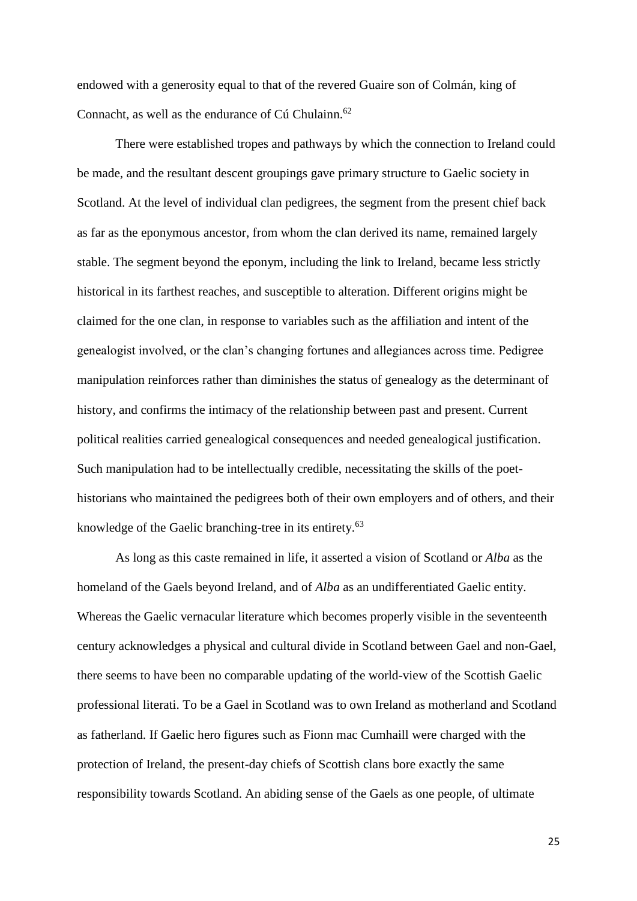endowed with a generosity equal to that of the revered Guaire son of Colmán, king of Connacht, as well as the endurance of Cú Chulainn.[62]

There were established tropes and pathways by which the connection to Ireland could be made, and the resultant descent groupings gave primary structure to Gaelic society in Scotland. At the level of individual clan pedigrees, the segment from the present chief back as far as the eponymous ancestor, from whom the clan derived its name, remained largely stable. The segment beyond the eponym, including the link to Ireland, became less strictly historical in its farthest reaches, and susceptible to alteration. Different origins might be claimed for the one clan, in response to variables such as the affiliation and intent of the genealogist involved, or the clan's changing fortunes and allegiances across time. Pedigree manipulation reinforces rather than diminishes the status of genealogy as the determinant of history, and confirms the intimacy of the relationship between past and present. Current political realities carried genealogical consequences and needed genealogical justification. Such manipulation had to be intellectually credible, necessitating the skills of the poet-historians who maintained the pedigrees both of their own employers and of others, and their knowledge of the Gaelic branching-tree in its entirety.[63]

As long as this caste remained in life, it asserted a vision of Scotland or *Alba* as the homeland of the Gaels beyond Ireland, and of *Alba* as an undifferentiated Gaelic entity. Whereas the Gaelic vernacular literature which becomes properly visible in the seventeenth century acknowledges a physical and cultural divide in Scotland between Gael and non-Gael, there seems to have been no comparable updating of the world-view of the Scottish Gaelic professional literati. To be a Gael in Scotland was to own Ireland as motherland and Scotland as fatherland. If Gaelic hero figures such as Fionn mac Cumhaill were charged with the protection of Ireland, the present-day chiefs of Scottish clans bore exactly the same responsibility towards Scotland. An abiding sense of the Gaels as one people, of ultimate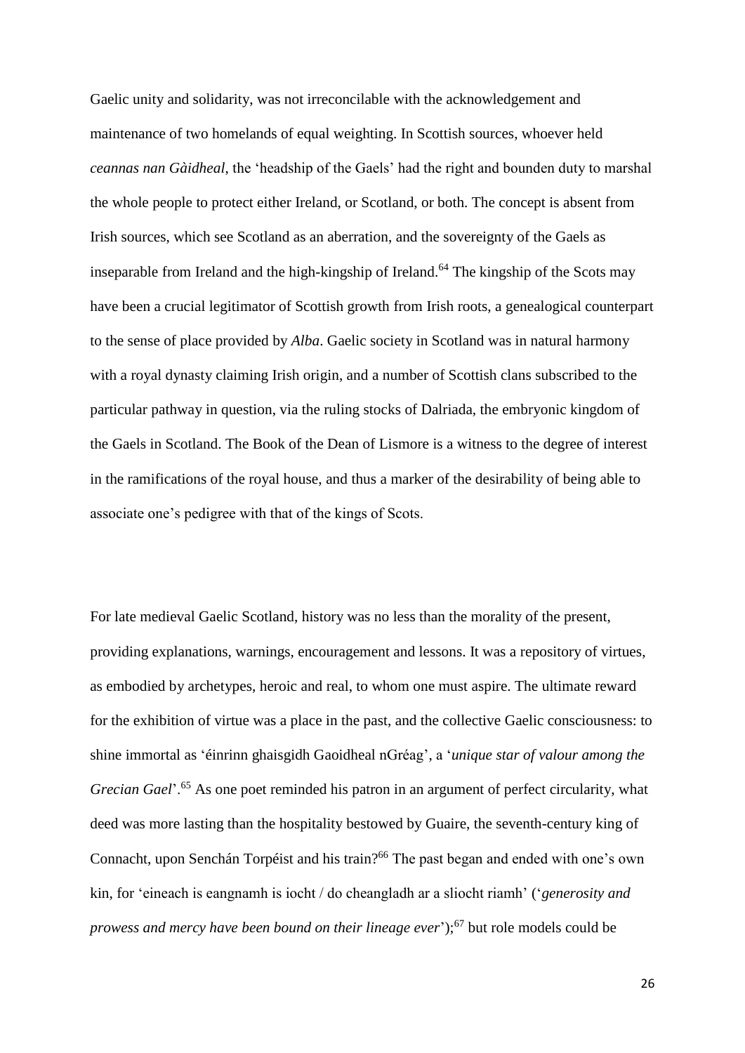Gaelic unity and solidarity, was not irreconcilable with the acknowledgement and maintenance of two homelands of equal weighting. In Scottish sources, whoever held *ceannas nan Gàidheal*, the 'headship of the Gaels' had the right and bounden duty to marshal the whole people to protect either Ireland, or Scotland, or both. The concept is absent from Irish sources, which see Scotland as an aberration, and the sovereignty of the Gaels as inseparable from Ireland and the high-kingship of Ireland.[64] The kingship of the Scots may have been a crucial legitimator of Scottish growth from Irish roots, a genealogical counterpart to the sense of place provided by *Alba*. Gaelic society in Scotland was in natural harmony with a royal dynasty claiming Irish origin, and a number of Scottish clans subscribed to the particular pathway in question, via the ruling stocks of Dalriada, the embryonic kingdom of the Gaels in Scotland. The Book of the Dean of Lismore is a witness to the degree of interest in the ramifications of the royal house, and thus a marker of the desirability of being able to associate one's pedigree with that of the kings of Scots.

For late medieval Gaelic Scotland, history was no less than the morality of the present, providing explanations, warnings, encouragement and lessons. It was a repository of virtues, as embodied by archetypes, heroic and real, to whom one must aspire. The ultimate reward for the exhibition of virtue was a place in the past, and the collective Gaelic consciousness: to shine immortal as 'éinrinn ghaisgidh Gaoidheal nGréag', a '*unique star of valour among the Grecian Gael*'.[65] As one poet reminded his patron in an argument of perfect circularity, what deed was more lasting than the hospitality bestowed by Guaire, the seventh-century king of Connacht, upon Senchán Torpéist and his train?[66] The past began and ended with one's own kin, for 'eineach is eangnamh is iocht / do cheangladh ar a sliocht riamh' ('*generosity and prowess and mercy have been bound on their lineage ever*');[67] but role models could be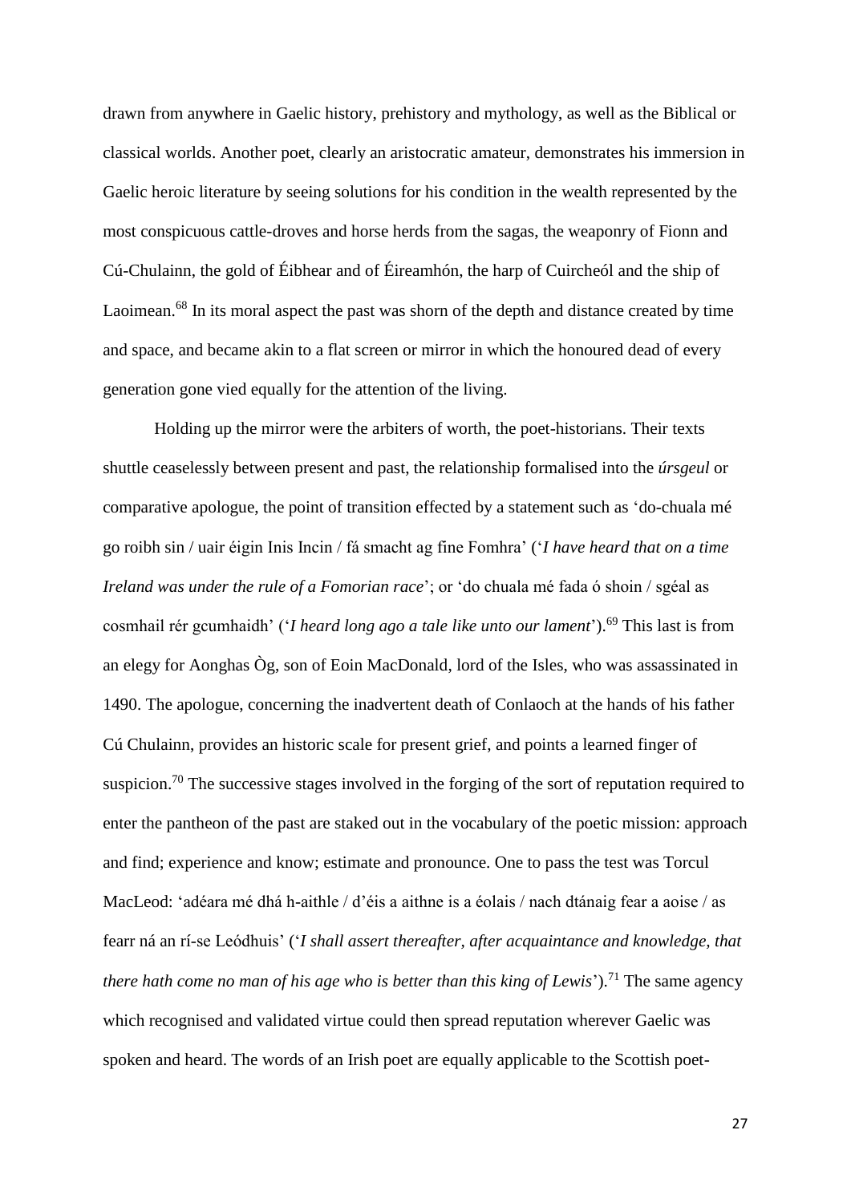drawn from anywhere in Gaelic history, prehistory and mythology, as well as the Biblical or classical worlds. Another poet, clearly an aristocratic amateur, demonstrates his immersion in Gaelic heroic literature by seeing solutions for his condition in the wealth represented by the most conspicuous cattle-droves and horse herds from the sagas, the weaponry of Fionn and Cú-Chulainn, the gold of Éibhear and of Éireamhón, the harp of Cuircheól and the ship of Laoimean.[68] In its moral aspect the past was shorn of the depth and distance created by time and space, and became akin to a flat screen or mirror in which the honoured dead of every generation gone vied equally for the attention of the living.

Holding up the mirror were the arbiters of worth, the poet-historians. Their texts shuttle ceaselessly between present and past, the relationship formalised into the *úrsgeul* or comparative apologue, the point of transition effected by a statement such as 'do-chuala mé go roibh sin / uair éigin Inis Incin / fá smacht ag fine Fomhra' ('*I have heard that on a time Ireland was under the rule of a Fomorian race*'; or 'do chuala mé fada ó shoin / sgéal as cosmhail rér gcumhaidh' ('*I heard long ago a tale like unto our lament*').[69] This last is from an elegy for Aonghas Òg, son of Eoin MacDonald, lord of the Isles, who was assassinated in 1490. The apologue, concerning the inadvertent death of Conlaoch at the hands of his father Cú Chulainn, provides an historic scale for present grief, and points a learned finger of suspicion.[70] The successive stages involved in the forging of the sort of reputation required to enter the pantheon of the past are staked out in the vocabulary of the poetic mission: approach and find; experience and know; estimate and pronounce. One to pass the test was Torcul MacLeod: 'adéara mé dhá h-aithle / d'éis a aithne is a éolais / nach dtánaig fear a aoise / as fearr ná an rí-se Leódhuis' ('*I shall assert thereafter, after acquaintance and knowledge, that there hath come no man of his age who is better than this king of Lewis*').[71] The same agency which recognised and validated virtue could then spread reputation wherever Gaelic was spoken and heard. The words of an Irish poet are equally applicable to the Scottish poet-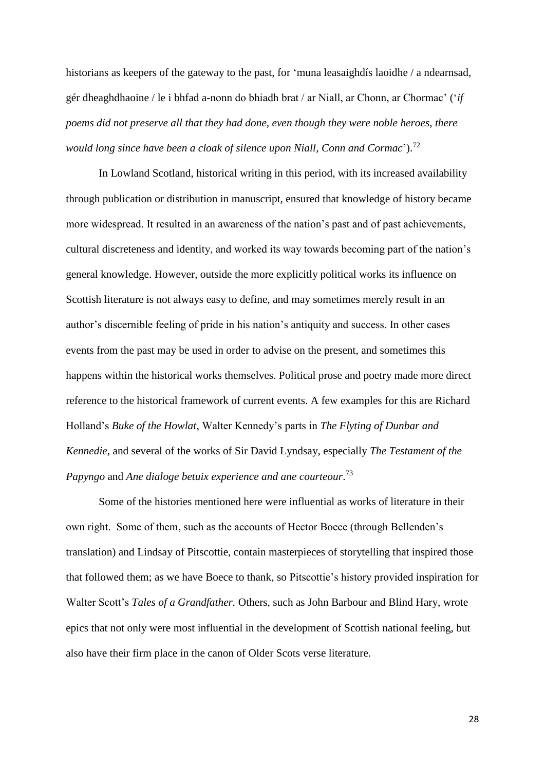historians as keepers of the gateway to the past, for 'muna leasaighdís laoidhe / a ndearnsad, gér dheaghdhaoine / le i bhfad a-nonn do bhiadh brat / ar Niall, ar Chonn, ar Chormac' ('*if poems did not preserve all that they had done, even though they were noble heroes, there would long since have been a cloak of silence upon Niall, Conn and Cormac*').[72]

In Lowland Scotland, historical writing in this period, with its increased availability through publication or distribution in manuscript, ensured that knowledge of history became more widespread. It resulted in an awareness of the nation's past and of past achievements, cultural discreteness and identity, and worked its way towards becoming part of the nation's general knowledge. However, outside the more explicitly political works its influence on Scottish literature is not always easy to define, and may sometimes merely result in an author's discernible feeling of pride in his nation's antiquity and success. In other cases events from the past may be used in order to advise on the present, and sometimes this happens within the historical works themselves. Political prose and poetry made more direct reference to the historical framework of current events. A few examples for this are Richard Holland's *Buke of the Howlat*, Walter Kennedy's parts in *The Flyting of Dunbar and Kennedie*, and several of the works of Sir David Lyndsay, especially *The Testament of the Papyngo* and *Ane dialoge betuix experience and ane courteour*.[73]

Some of the histories mentioned here were influential as works of literature in their own right. Some of them, such as the accounts of Hector Boece (through Bellenden's translation) and Lindsay of Pitscottie, contain masterpieces of storytelling that inspired those that followed them; as we have Boece to thank, so Pitscottie's history provided inspiration for Walter Scott's *Tales of a Grandfather.* Others, such as John Barbour and Blind Hary, wrote epics that not only were most influential in the development of Scottish national feeling, but also have their firm place in the canon of Older Scots verse literature.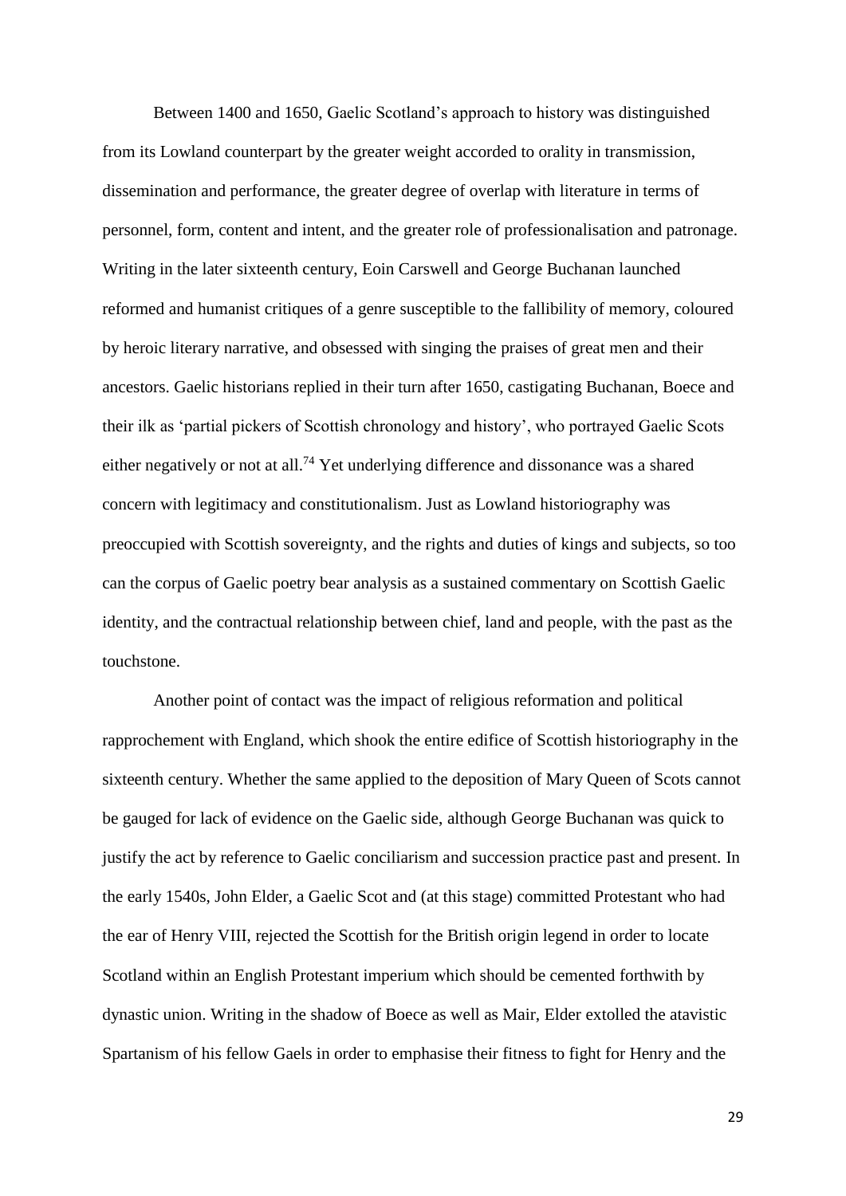Between 1400 and 1650, Gaelic Scotland's approach to history was distinguished from its Lowland counterpart by the greater weight accorded to orality in transmission, dissemination and performance, the greater degree of overlap with literature in terms of personnel, form, content and intent, and the greater role of professionalisation and patronage. Writing in the later sixteenth century, Eoin Carswell and George Buchanan launched reformed and humanist critiques of a genre susceptible to the fallibility of memory, coloured by heroic literary narrative, and obsessed with singing the praises of great men and their ancestors. Gaelic historians replied in their turn after 1650, castigating Buchanan, Boece and their ilk as 'partial pickers of Scottish chronology and history', who portrayed Gaelic Scots either negatively or not at all.[74] Yet underlying difference and dissonance was a shared concern with legitimacy and constitutionalism. Just as Lowland historiography was preoccupied with Scottish sovereignty, and the rights and duties of kings and subjects, so too can the corpus of Gaelic poetry bear analysis as a sustained commentary on Scottish Gaelic identity, and the contractual relationship between chief, land and people, with the past as the touchstone.

Another point of contact was the impact of religious reformation and political rapprochement with England, which shook the entire edifice of Scottish historiography in the sixteenth century. Whether the same applied to the deposition of Mary Queen of Scots cannot be gauged for lack of evidence on the Gaelic side, although George Buchanan was quick to justify the act by reference to Gaelic conciliarism and succession practice past and present. In the early 1540s, John Elder, a Gaelic Scot and (at this stage) committed Protestant who had the ear of Henry VIII, rejected the Scottish for the British origin legend in order to locate Scotland within an English Protestant imperium which should be cemented forthwith by dynastic union. Writing in the shadow of Boece as well as Mair, Elder extolled the atavistic Spartanism of his fellow Gaels in order to emphasise their fitness to fight for Henry and the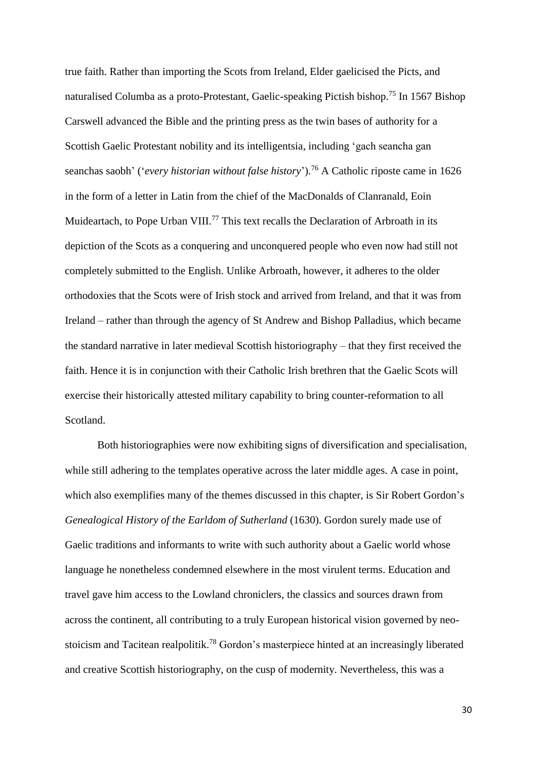true faith. Rather than importing the Scots from Ireland, Elder gaelicised the Picts, and naturalised Columba as a proto-Protestant, Gaelic-speaking Pictish bishop.[75] In 1567 Bishop Carswell advanced the Bible and the printing press as the twin bases of authority for a Scottish Gaelic Protestant nobility and its intelligentsia, including 'gach seancha gan seanchas saobh' ('*every historian without false history*').[76] A Catholic riposte came in 1626 in the form of a letter in Latin from the chief of the MacDonalds of Clanranald, Eoin Muideartach, to Pope Urban VIII.[77] This text recalls the Declaration of Arbroath in its depiction of the Scots as a conquering and unconquered people who even now had still not completely submitted to the English. Unlike Arbroath, however, it adheres to the older orthodoxies that the Scots were of Irish stock and arrived from Ireland, and that it was from Ireland – rather than through the agency of St Andrew and Bishop Palladius, which became the standard narrative in later medieval Scottish historiography – that they first received the faith. Hence it is in conjunction with their Catholic Irish brethren that the Gaelic Scots will exercise their historically attested military capability to bring counter-reformation to all Scotland.

Both historiographies were now exhibiting signs of diversification and specialisation, while still adhering to the templates operative across the later middle ages. A case in point, which also exemplifies many of the themes discussed in this chapter, is Sir Robert Gordon's *Genealogical History of the Earldom of Sutherland* (1630). Gordon surely made use of Gaelic traditions and informants to write with such authority about a Gaelic world whose language he nonetheless condemned elsewhere in the most virulent terms. Education and travel gave him access to the Lowland chroniclers, the classics and sources drawn from across the continent, all contributing to a truly European historical vision governed by neo-stoicism and Tacitean realpolitik.[78] Gordon's masterpiece hinted at an increasingly liberated and creative Scottish historiography, on the cusp of modernity. Nevertheless, this was a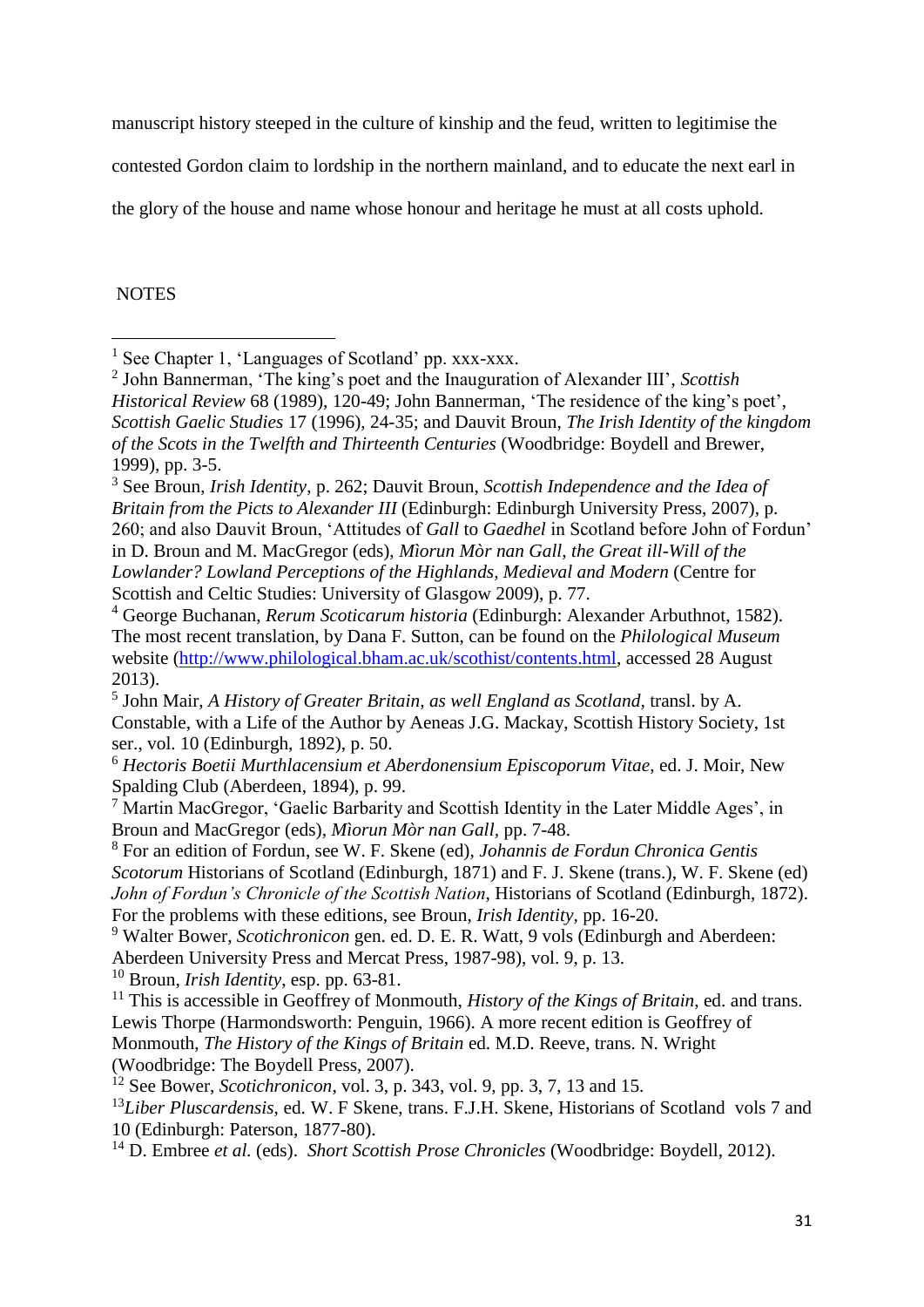manuscript history steeped in the culture of kinship and the feud, written to legitimise the contested Gordon claim to lordship in the northern mainland, and to educate the next earl in the glory of the house and name whose honour and heritage he must at all costs uphold.

NOTES

---

[1] See Chapter 1, 'Languages of Scotland' pp. xxx-xxx.

[2] John Bannerman, 'The king's poet and the Inauguration of Alexander III', *Scottish Historical Review* 68 (1989), 120-49; John Bannerman, 'The residence of the king's poet', *Scottish Gaelic Studies* 17 (1996), 24-35; and Dauvit Broun, *The Irish Identity of the kingdom of the Scots in the Twelfth and Thirteenth Centuries* (Woodbridge: Boydell and Brewer, 1999), pp. 3-5.

[3] See Broun, *Irish Identity*, p. 262; Dauvit Broun, *Scottish Independence and the Idea of Britain from the Picts to Alexander III* (Edinburgh: Edinburgh University Press, 2007), p. 260; and also Dauvit Broun, 'Attitudes of *Gall* to *Gaedhel* in Scotland before John of Fordun' in D. Broun and M. MacGregor (eds), *Mìorun Mòr nan Gall, the Great ill-Will of the Lowlander? Lowland Perceptions of the Highlands, Medieval and Modern* (Centre for Scottish and Celtic Studies: University of Glasgow 2009), p. 77.

[4] George Buchanan, *Rerum Scoticarum historia* (Edinburgh: Alexander Arbuthnot, 1582). The most recent translation, by Dana F. Sutton, can be found on the *Philological Museum* website (http://www.philological.bham.ac.uk/scothist/contents.html, accessed 28 August 2013).

[5] John Mair, *A History of Greater Britain, as well England as Scotland*, transl. by A. Constable, with a Life of the Author by Aeneas J.G. Mackay, Scottish History Society, 1st ser., vol. 10 (Edinburgh, 1892), p. 50.

[6] *Hectoris Boetii Murthlacensium et Aberdonensium Episcoporum Vitae*, ed. J. Moir, New Spalding Club (Aberdeen, 1894), p. 99.

[7] Martin MacGregor, 'Gaelic Barbarity and Scottish Identity in the Later Middle Ages', in Broun and MacGregor (eds), *Mìorun Mòr nan Gall*, pp. 7-48.

[8] For an edition of Fordun, see W. F. Skene (ed), *Johannis de Fordun Chronica Gentis Scotorum* Historians of Scotland (Edinburgh, 1871) and F. J. Skene (trans.), W. F. Skene (ed) *John of Fordun's Chronicle of the Scottish Nation*, Historians of Scotland (Edinburgh, 1872). For the problems with these editions, see Broun, *Irish Identity*, pp. 16-20.

[9] Walter Bower, *Scotichronicon* gen. ed. D. E. R. Watt, 9 vols (Edinburgh and Aberdeen: Aberdeen University Press and Mercat Press, 1987-98), vol. 9, p. 13.

[10] Broun, *Irish Identity*, esp. pp. 63-81.

[11] This is accessible in Geoffrey of Monmouth, *History of the Kings of Britain*, ed. and trans. Lewis Thorpe (Harmondsworth: Penguin, 1966). A more recent edition is Geoffrey of Monmouth, *The History of the Kings of Britain* ed. M.D. Reeve, trans. N. Wright (Woodbridge: The Boydell Press, 2007).

[12] See Bower, *Scotichronicon*, vol. 3, p. 343, vol. 9, pp. 3, 7, 13 and 15.

[13] *Liber Pluscardensis*, ed. W. F Skene, trans. F.J.H. Skene, Historians of Scotland vols 7 and 10 (Edinburgh: Paterson, 1877-80).

[14] D. Embree *et al.* (eds). *Short Scottish Prose Chronicles* (Woodbridge: Boydell, 2012).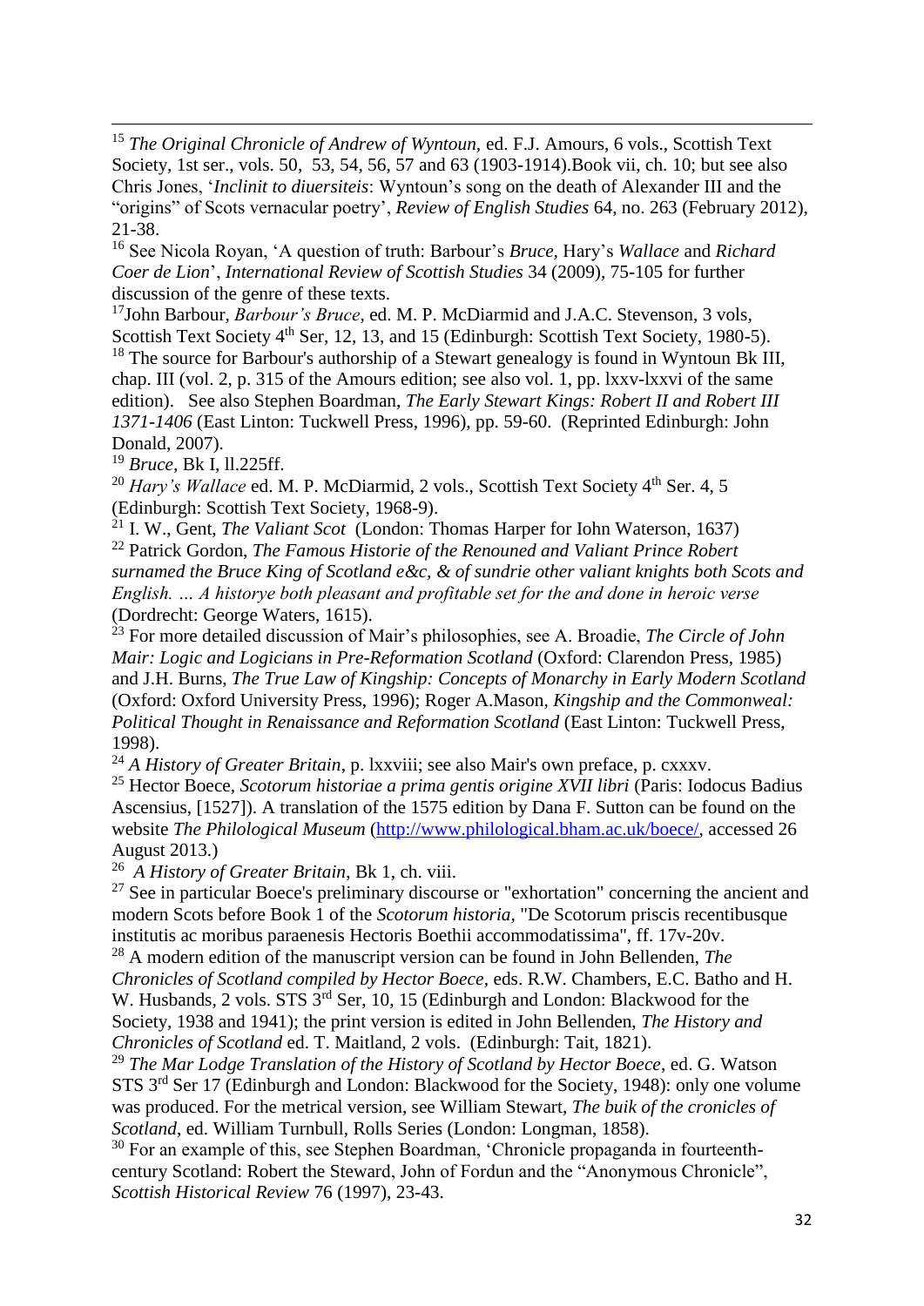[15] *The Original Chronicle of Andrew of Wyntoun*, ed. F.J. Amours, 6 vols., Scottish Text Society, 1st ser., vols. 50, 53, 54, 56, 57 and 63 (1903-1914).Book vii, ch. 10; but see also Chris Jones, '*Inclinit to diuersiteis*: Wyntoun's song on the death of Alexander III and the "origins" of Scots vernacular poetry', *Review of English Studies* 64, no. 263 (February 2012), 21-38.

[16] See Nicola Royan, 'A question of truth: Barbour's *Bruce*, Hary's *Wallace* and *Richard Coer de Lion*', *International Review of Scottish Studies* 34 (2009), 75-105 for further discussion of the genre of these texts.

[17] John Barbour, *Barbour's Bruce*, ed. M. P. McDiarmid and J.A.C. Stevenson, 3 vols, Scottish Text Society 4th Ser, 12, 13, and 15 (Edinburgh: Scottish Text Society, 1980-5).

[18] The source for Barbour's authorship of a Stewart genealogy is found in Wyntoun Bk III, chap. III (vol. 2, p. 315 of the Amours edition; see also vol. 1, pp. lxxv-lxxvi of the same edition). See also Stephen Boardman, *The Early Stewart Kings: Robert II and Robert III 1371-1406* (East Linton: Tuckwell Press, 1996), pp. 59-60. (Reprinted Edinburgh: John Donald, 2007).

[19] *Bruce*, Bk I, ll.225ff.

[20] *Hary's Wallace* ed. M. P. McDiarmid, 2 vols., Scottish Text Society 4th Ser. 4, 5 (Edinburgh: Scottish Text Society, 1968-9).

[21] I. W., Gent, *The Valiant Scot* (London: Thomas Harper for Iohn Waterson, 1637)

[22] Patrick Gordon, *The Famous Historie of the Renouned and Valiant Prince Robert surnamed the Bruce King of Scotland e&c, & of sundrie other valiant knights both Scots and English. … A historye both pleasant and profitable set for the and done in heroic verse* (Dordrecht: George Waters, 1615).

[23] For more detailed discussion of Mair's philosophies, see A. Broadie, *The Circle of John Mair: Logic and Logicians in Pre-Reformation Scotland* (Oxford: Clarendon Press, 1985) and J.H. Burns, *The True Law of Kingship: Concepts of Monarchy in Early Modern Scotland* (Oxford: Oxford University Press, 1996); Roger A.Mason, *Kingship and the Commonweal: Political Thought in Renaissance and Reformation Scotland* (East Linton: Tuckwell Press, 1998).

[24] *A History of Greater Britain*, p. lxxviii; see also Mair's own preface, p. cxxxv.

[25] Hector Boece, *Scotorum historiae a prima gentis origine XVII libri* (Paris: Iodocus Badius Ascensius, [1527]). A translation of the 1575 edition by Dana F. Sutton can be found on the website *The Philological Museum* (http://www.philological.bham.ac.uk/boece/, accessed 26 August 2013.)

[26] *A History of Greater Britain*, Bk 1, ch. viii.

[27] See in particular Boece's preliminary discourse or "exhortation" concerning the ancient and modern Scots before Book 1 of the *Scotorum historia*, "De Scotorum priscis recentibusque institutis ac moribus paraenesis Hectoris Boethii accommodatissima", ff. 17v-20v.

[28] A modern edition of the manuscript version can be found in John Bellenden, *The Chronicles of Scotland compiled by Hector Boece*, eds. R.W. Chambers, E.C. Batho and H. W. Husbands, 2 vols. STS 3rd Ser, 10, 15 (Edinburgh and London: Blackwood for the Society, 1938 and 1941); the print version is edited in John Bellenden, *The History and Chronicles of Scotland* ed. T. Maitland, 2 vols. (Edinburgh: Tait, 1821).

[29] *The Mar Lodge Translation of the History of Scotland by Hector Boece*, ed. G. Watson STS 3rd Ser 17 (Edinburgh and London: Blackwood for the Society, 1948): only one volume was produced. For the metrical version, see William Stewart, *The buik of the cronicles of Scotland*, ed. William Turnbull, Rolls Series (London: Longman, 1858).

[30] For an example of this, see Stephen Boardman, 'Chronicle propaganda in fourteenth-century Scotland: Robert the Steward, John of Fordun and the "Anonymous Chronicle", *Scottish Historical Review* 76 (1997), 23-43.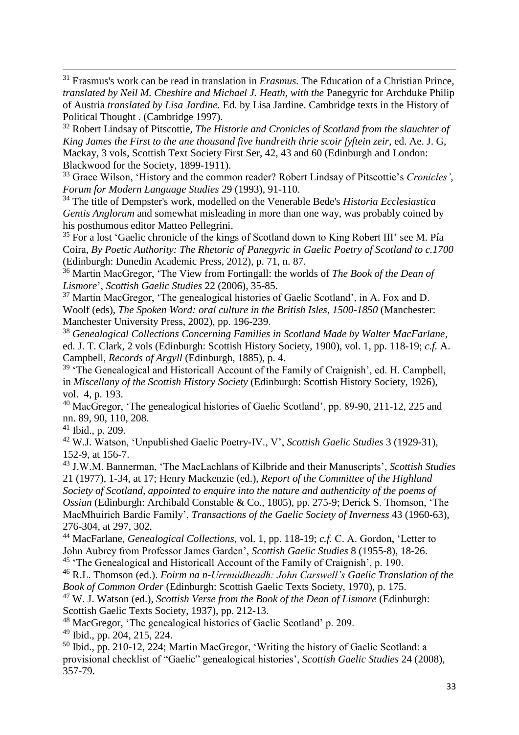[31] Erasmus's work can be read in translation in *Erasmus.* The Education of a Christian Prince*, translated by Neil M. Cheshire and Michael J. Heath, with the* Panegyric for Archduke Philip of Austria *translated by Lisa Jardine.* Ed. by Lisa Jardine. Cambridge texts in the History of Political Thought . (Cambridge 1997).

[32] Robert Lindsay of Pitscottie, *The Historie and Cronicles of Scotland from the slauchter of King James the First to the ane thousand five hundreith thrie scoir fyftein zeir*, ed. Ae. J. G, Mackay, 3 vols, Scottish Text Society First Ser, 42, 43 and 60 (Edinburgh and London: Blackwood for the Society, 1899-1911).

[33] Grace Wilson, 'History and the common reader? Robert Lindsay of Pitscottie's *Cronicles'*, *Forum for Modern Language Studies* 29 (1993), 91-110.

[34] The title of Dempster's work, modelled on the Venerable Bede's *Historia Ecclesiastica Gentis Anglorum* and somewhat misleading in more than one way, was probably coined by his posthumous editor Matteo Pellegrini.

[35] For a lost 'Gaelic chronicle of the kings of Scotland down to King Robert III' see M. Pía Coira, *By Poetic Authority: The Rhetoric of Panegyric in Gaelic Poetry of Scotland to c.1700* (Edinburgh: Dunedin Academic Press, 2012), p. 71, n. 87.

[36] Martin MacGregor, 'The View from Fortingall: the worlds of *The Book of the Dean of Lismore*', *Scottish Gaelic Studies* 22 (2006), 35-85.

[37] Martin MacGregor, 'The genealogical histories of Gaelic Scotland', in A. Fox and D. Woolf (eds), *The Spoken Word: oral culture in the British Isles, 1500-1850* (Manchester: Manchester University Press, 2002), pp. 196-239.

[38] *Genealogical Collections Concerning Families in Scotland Made by Walter MacFarlane*, ed. J. T. Clark, 2 vols (Edinburgh: Scottish History Society, 1900), vol. 1, pp. 118-19; *c.f.* A. Campbell, *Records of Argyll* (Edinburgh, 1885), p. 4.

[39] 'The Genealogical and Historicall Account of the Family of Craignish', ed. H. Campbell, in *Miscellany of the Scottish History Society* (Edinburgh: Scottish History Society, 1926), vol. 4, p. 193.

[40] MacGregor, 'The genealogical histories of Gaelic Scotland', pp. 89-90, 211-12, 225 and nn. 89, 90, 110, 208.

[41] Ibid., p. 209.

[42] W.J. Watson, 'Unpublished Gaelic Poetry-IV., V', *Scottish Gaelic Studies* 3 (1929-31), 152-9, at 156-7.

[43] J.W.M. Bannerman, 'The MacLachlans of Kilbride and their Manuscripts', *Scottish Studies* 21 (1977), 1-34, at 17; Henry Mackenzie (ed.), *Report of the Committee of the Highland Society of Scotland, appointed to enquire into the nature and authenticity of the poems of Ossian* (Edinburgh: Archibald Constable & Co., 1805), pp. 275-9; Derick S. Thomson, 'The MacMhuirich Bardic Family', *Transactions of the Gaelic Society of Inverness* 43 (1960-63), 276-304, at 297, 302.

[44] MacFarlane, *Genealogical Collections*, vol. 1, pp. 118-19; *c.f.* C. A. Gordon, 'Letter to John Aubrey from Professor James Garden', *Scottish Gaelic Studies* 8 (1955-8), 18-26.

[45] 'The Genealogical and Historicall Account of the Family of Craignish', p. 190.

[46] R.L. Thomson (ed.). *Foirm na n-Urrnuidheadh: John Carswell's Gaelic Translation of the Book of Common Order* (Edinburgh: Scottish Gaelic Texts Society, 1970), p. 175.

[47] W. J. Watson (ed.), *Scottish Verse from the Book of the Dean of Lismore* (Edinburgh: Scottish Gaelic Texts Society, 1937), pp. 212-13.

[48] MacGregor, 'The genealogical histories of Gaelic Scotland' p. 209.

[49] Ibid., pp. 204, 215, 224.

[50] Ibid., pp. 210-12, 224; Martin MacGregor, 'Writing the history of Gaelic Scotland: a provisional checklist of "Gaelic" genealogical histories', *Scottish Gaelic Studies* 24 (2008), 357-79.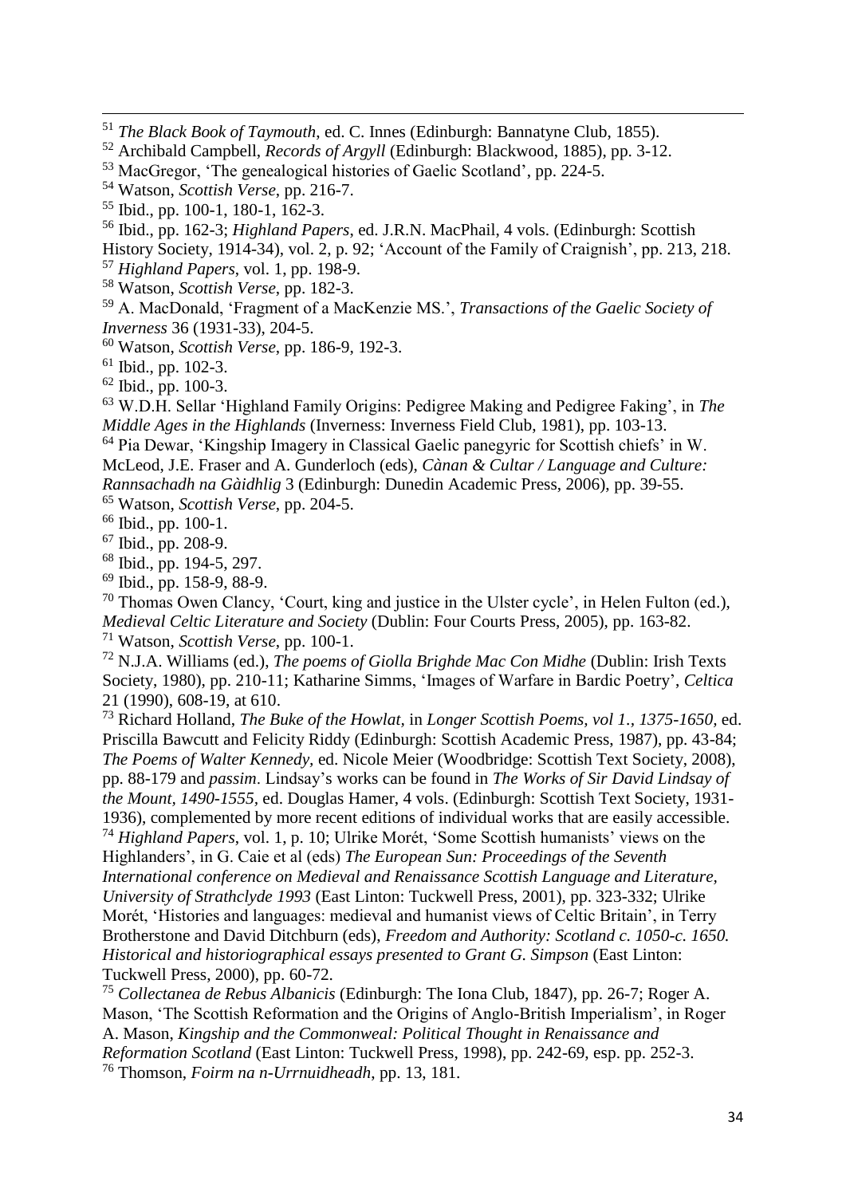[51] *The Black Book of Taymouth*, ed. C. Innes (Edinburgh: Bannatyne Club, 1855).

[52] Archibald Campbell, *Records of Argyll* (Edinburgh: Blackwood, 1885), pp. 3-12.

[53] MacGregor, 'The genealogical histories of Gaelic Scotland', pp. 224-5.

[54] Watson, *Scottish Verse*, pp. 216-7.

[55] Ibid., pp. 100-1, 180-1, 162-3.

[56] Ibid., pp. 162-3; *Highland Papers*, ed. J.R.N. MacPhail, 4 vols. (Edinburgh: Scottish History Society, 1914-34), vol. 2, p. 92; 'Account of the Family of Craignish', pp. 213, 218.

[57] *Highland Papers*, vol. 1, pp. 198-9.

[58] Watson, *Scottish Verse*, pp. 182-3.

[59] A. MacDonald, 'Fragment of a MacKenzie MS.', *Transactions of the Gaelic Society of Inverness* 36 (1931-33), 204-5.

[60] Watson, *Scottish Verse*, pp. 186-9, 192-3.

[61] Ibid., pp. 102-3.

[62] Ibid., pp. 100-3.

[63] W.D.H. Sellar 'Highland Family Origins: Pedigree Making and Pedigree Faking', in *The Middle Ages in the Highlands* (Inverness: Inverness Field Club, 1981), pp. 103-13.

[64] Pia Dewar, 'Kingship Imagery in Classical Gaelic panegyric for Scottish chiefs' in W. McLeod, J.E. Fraser and A. Gunderloch (eds), *Cànan & Cultar / Language and Culture: Rannsachadh na Gàidhlig* 3 (Edinburgh: Dunedin Academic Press, 2006), pp. 39-55.

[65] Watson, *Scottish Verse*, pp. 204-5.

[66] Ibid., pp. 100-1.

[67] Ibid., pp. 208-9.

[68] Ibid., pp. 194-5, 297.

[69] Ibid., pp. 158-9, 88-9.

[70] Thomas Owen Clancy, 'Court, king and justice in the Ulster cycle', in Helen Fulton (ed.), *Medieval Celtic Literature and Society* (Dublin: Four Courts Press, 2005), pp. 163-82.

[71] Watson, *Scottish Verse*, pp. 100-1.

[72] N.J.A. Williams (ed.), *The poems of Giolla Brighde Mac Con Midhe* (Dublin: Irish Texts Society, 1980), pp. 210-11; Katharine Simms, 'Images of Warfare in Bardic Poetry', *Celtica* 21 (1990), 608-19, at 610.

[73] Richard Holland, *The Buke of the Howlat*, in *Longer Scottish Poems, vol 1., 1375-1650*, ed. Priscilla Bawcutt and Felicity Riddy (Edinburgh: Scottish Academic Press, 1987), pp. 43-84; *The Poems of Walter Kennedy*, ed. Nicole Meier (Woodbridge: Scottish Text Society, 2008), pp. 88-179 and *passim*. Lindsay's works can be found in *The Works of Sir David Lindsay of the Mount, 1490-1555*, ed. Douglas Hamer, 4 vols. (Edinburgh: Scottish Text Society, 1931-1936), complemented by more recent editions of individual works that are easily accessible.

[74] *Highland Papers*, vol. 1, p. 10; Ulrike Morét, 'Some Scottish humanists' views on the Highlanders', in G. Caie et al (eds) *The European Sun: Proceedings of the Seventh International conference on Medieval and Renaissance Scottish Language and Literature, University of Strathclyde 1993* (East Linton: Tuckwell Press, 2001), pp. 323-332; Ulrike Morét, 'Histories and languages: medieval and humanist views of Celtic Britain', in Terry Brotherstone and David Ditchburn (eds), *Freedom and Authority: Scotland c. 1050-c. 1650. Historical and historiographical essays presented to Grant G. Simpson* (East Linton: Tuckwell Press, 2000), pp. 60-72.

[75] *Collectanea de Rebus Albanicis* (Edinburgh: The Iona Club, 1847), pp. 26-7; Roger A. Mason, 'The Scottish Reformation and the Origins of Anglo-British Imperialism', in Roger A. Mason, *Kingship and the Commonweal: Political Thought in Renaissance and Reformation Scotland* (East Linton: Tuckwell Press, 1998), pp. 242-69, esp. pp. 252-3.

[76] Thomson, *Foirm na n-Urrnuidheadh*, pp. 13, 181.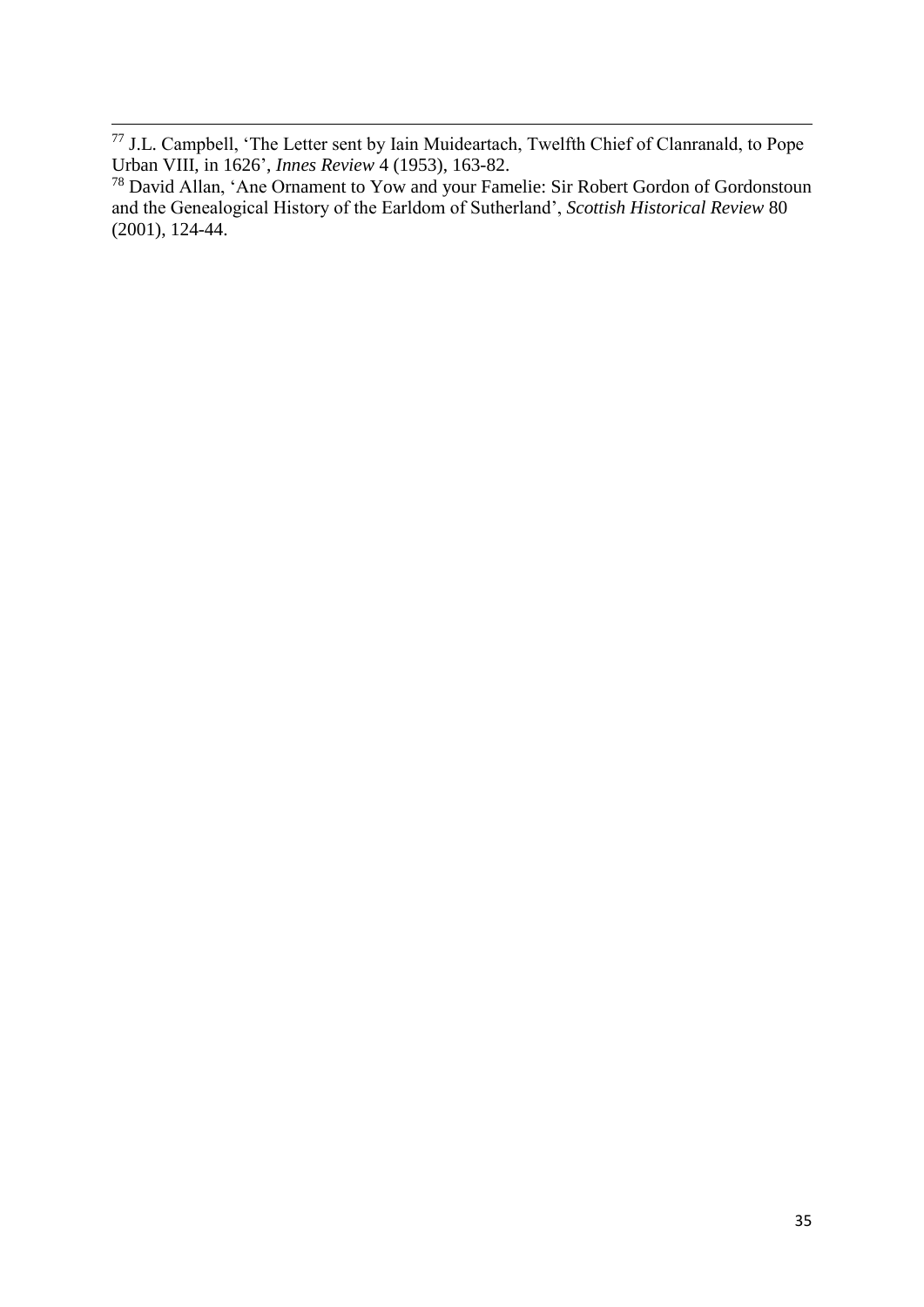[77] J.L. Campbell, 'The Letter sent by Iain Muideartach, Twelfth Chief of Clanranald, to Pope Urban VIII, in 1626', *Innes Review* 4 (1953), 163-82.

[78] David Allan, 'Ane Ornament to Yow and your Famelie: Sir Robert Gordon of Gordonstoun and the Genealogical History of the Earldom of Sutherland', *Scottish Historical Review* 80 (2001), 124-44.